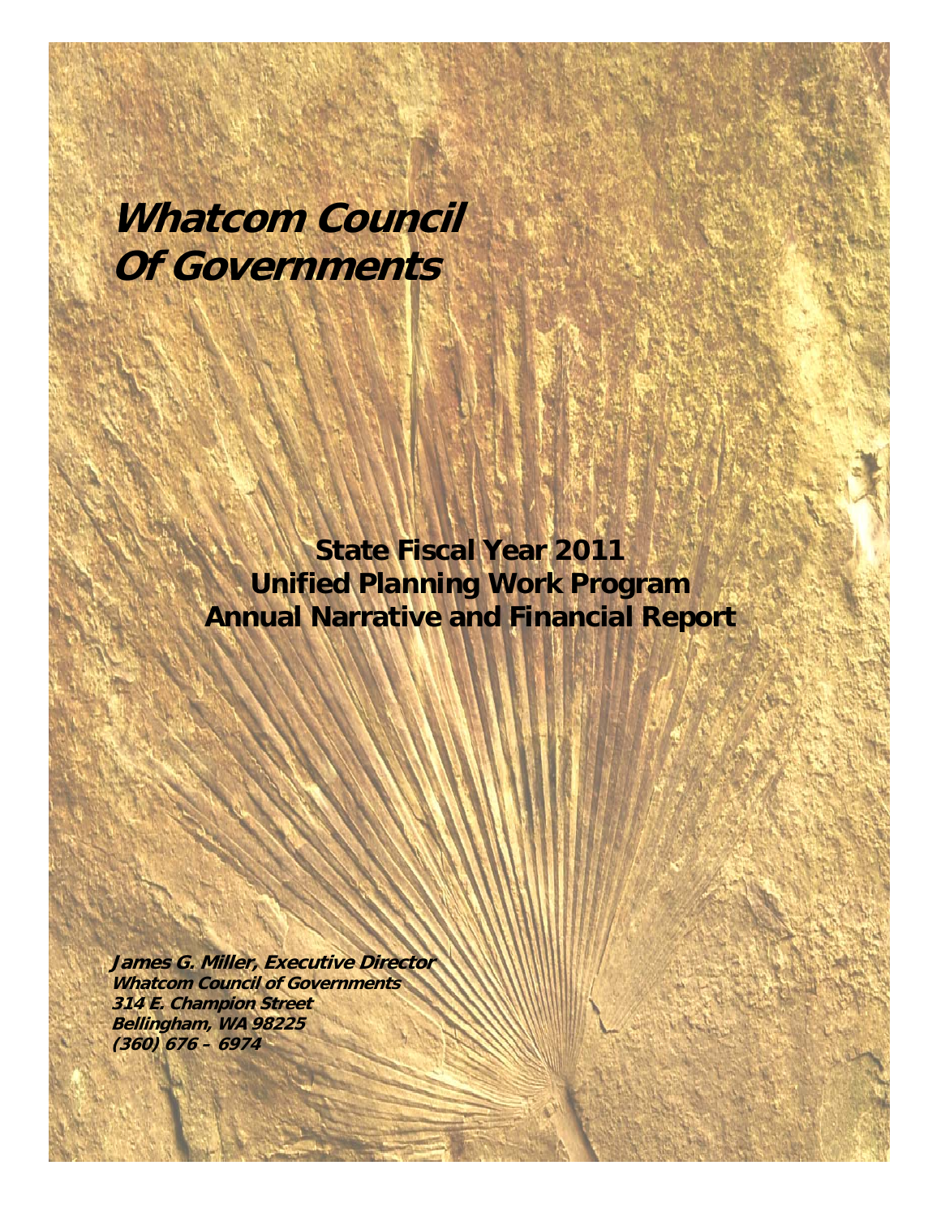# Whatcom Council Of Governments

## State Fiscal Year 2011
## Unified Planning Work Program
## Annual Narrative and Financial Report

**James G. Miller, Executive Director**
***Whatcom Council of Governments***
***314 E. Champion Street***
***Bellingham, WA 98225***
***(360) 676 – 6974***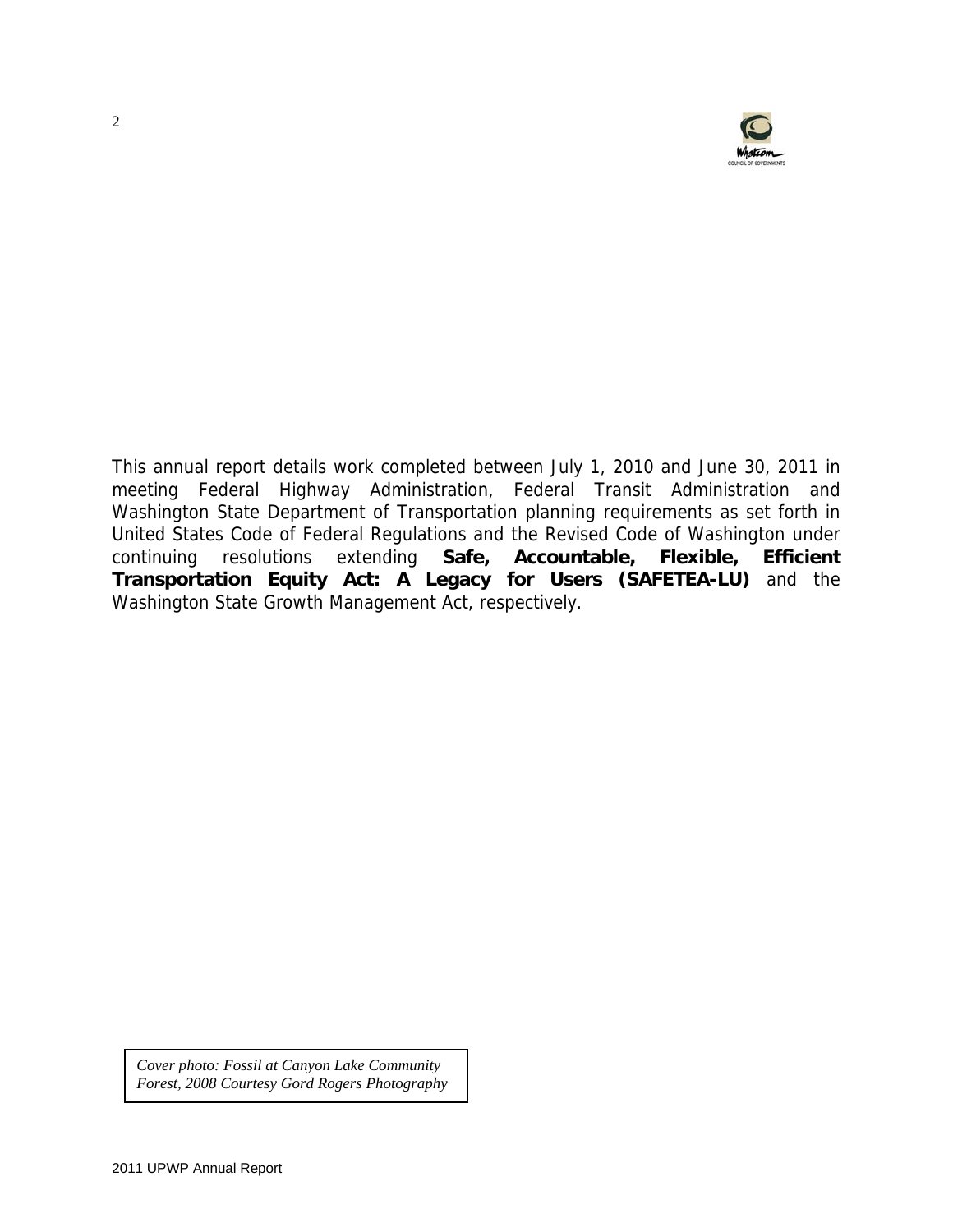This annual report details work completed between July 1, 2010 and June 30, 2011 in meeting Federal Highway Administration, Federal Transit Administration and Washington State Department of Transportation planning requirements as set forth in United States Code of Federal Regulations and the Revised Code of Washington under continuing resolutions extending **Safe, Accountable, Flexible, Efficient Transportation Equity Act: A Legacy for Users (SAFETEA-LU)** and the Washington State Growth Management Act, respectively.

*Cover photo: Fossil at Canyon Lake Community Forest, 2008 Courtesy Gord Rogers Photography*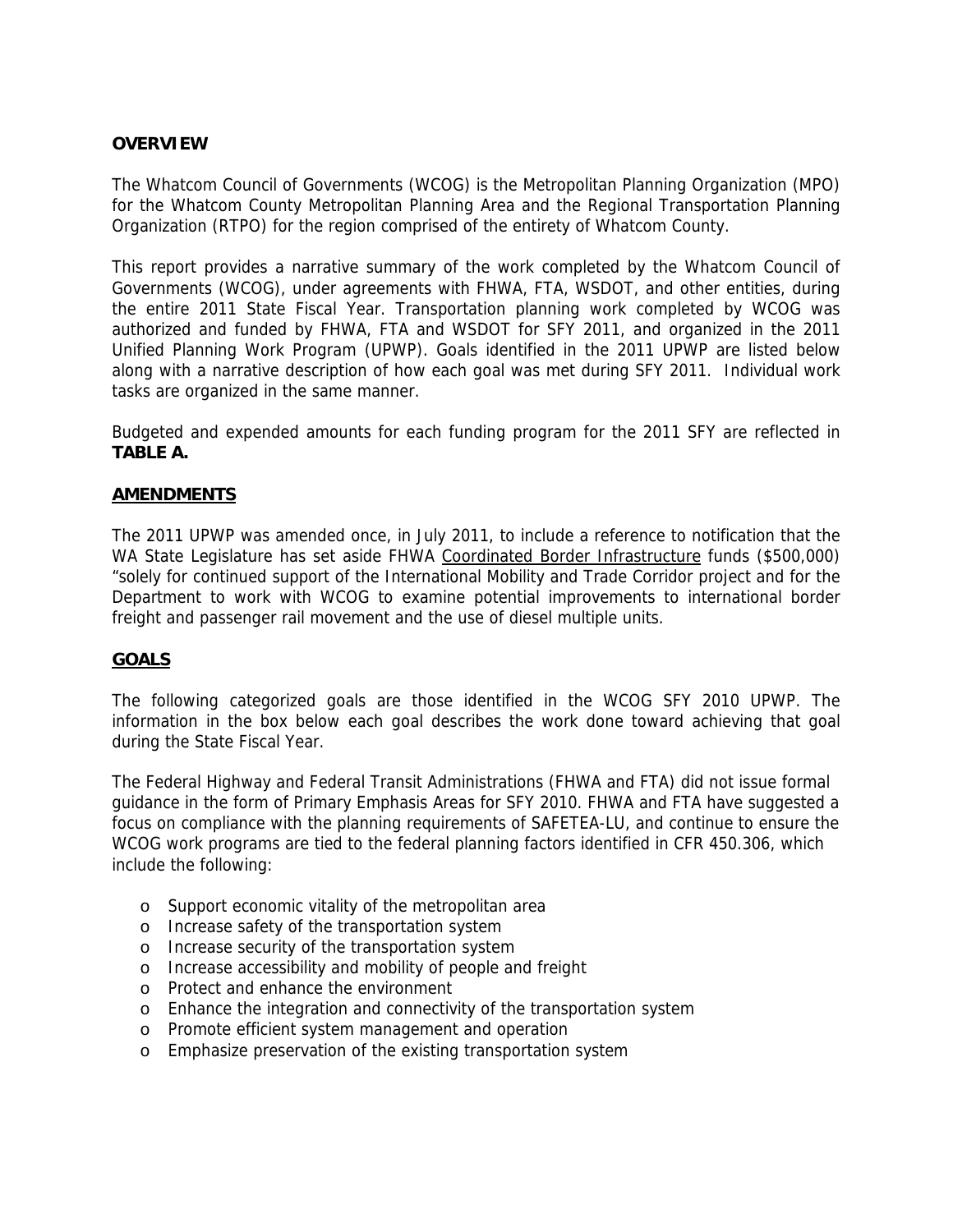## OVERVIEW

The Whatcom Council of Governments (WCOG) is the Metropolitan Planning Organization (MPO) for the Whatcom County Metropolitan Planning Area and the Regional Transportation Planning Organization (RTPO) for the region comprised of the entirety of Whatcom County.

This report provides a narrative summary of the work completed by the Whatcom Council of Governments (WCOG), under agreements with FHWA, FTA, WSDOT, and other entities, during the entire 2011 State Fiscal Year. Transportation planning work completed by WCOG was authorized and funded by FHWA, FTA and WSDOT for SFY 2011, and organized in the 2011 Unified Planning Work Program (UPWP). Goals identified in the 2011 UPWP are listed below along with a narrative description of how each goal was met during SFY 2011. Individual work tasks are organized in the same manner.

Budgeted and expended amounts for each funding program for the 2011 SFY are reflected in **TABLE A.**

## AMENDMENTS

The 2011 UPWP was amended once, in July 2011, to include a reference to notification that the WA State Legislature has set aside FHWA Coordinated Border Infrastructure funds ($500,000) "solely for continued support of the International Mobility and Trade Corridor project and for the Department to work with WCOG to examine potential improvements to international border freight and passenger rail movement and the use of diesel multiple units.

## GOALS

The following categorized goals are those identified in the WCOG SFY 2010 UPWP. The information in the box below each goal describes the work done toward achieving that goal during the State Fiscal Year.

The Federal Highway and Federal Transit Administrations (FHWA and FTA) did not issue formal guidance in the form of Primary Emphasis Areas for SFY 2010. FHWA and FTA have suggested a focus on compliance with the planning requirements of SAFETEA-LU, and continue to ensure the WCOG work programs are tied to the federal planning factors identified in CFR 450.306, which include the following:

- Support economic vitality of the metropolitan area
- Increase safety of the transportation system
- Increase security of the transportation system
- Increase accessibility and mobility of people and freight
- Protect and enhance the environment
- Enhance the integration and connectivity of the transportation system
- Promote efficient system management and operation
- Emphasize preservation of the existing transportation system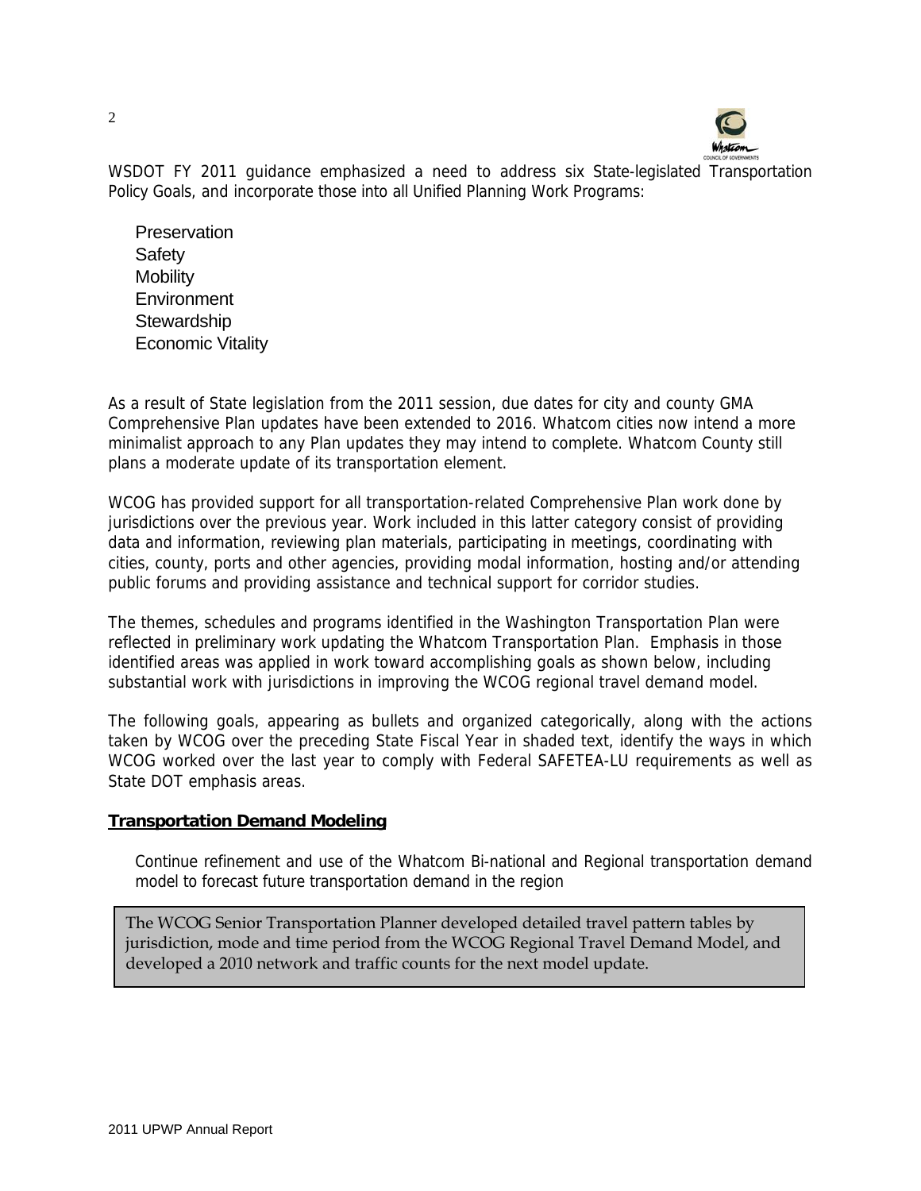WSDOT FY 2011 guidance emphasized a need to address six State-legislated Transportation Policy Goals, and incorporate those into all Unified Planning Work Programs:

- Preservation
- Safety
- Mobility
- Environment
- Stewardship
- Economic Vitality

As a result of State legislation from the 2011 session, due dates for city and county GMA Comprehensive Plan updates have been extended to 2016. Whatcom cities now intend a more minimalist approach to any Plan updates they may intend to complete. Whatcom County still plans a moderate update of its transportation element.

WCOG has provided support for all transportation-related Comprehensive Plan work done by jurisdictions over the previous year. Work included in this latter category consist of providing data and information, reviewing plan materials, participating in meetings, coordinating with cities, county, ports and other agencies, providing modal information, hosting and/or attending public forums and providing assistance and technical support for corridor studies.

The themes, schedules and programs identified in the Washington Transportation Plan were reflected in preliminary work updating the Whatcom Transportation Plan. Emphasis in those identified areas was applied in work toward accomplishing goals as shown below, including substantial work with jurisdictions in improving the WCOG regional travel demand model.

The following goals, appearing as bullets and organized categorically, along with the actions taken by WCOG over the preceding State Fiscal Year in shaded text, identify the ways in which WCOG worked over the last year to comply with Federal SAFETEA-LU requirements as well as State DOT emphasis areas.

## Transportation Demand Modeling

- Continue refinement and use of the Whatcom Bi-national and Regional transportation demand model to forecast future transportation demand in the region

> The WCOG Senior Transportation Planner developed detailed travel pattern tables by jurisdiction, mode and time period from the WCOG Regional Travel Demand Model, and developed a 2010 network and traffic counts for the next model update.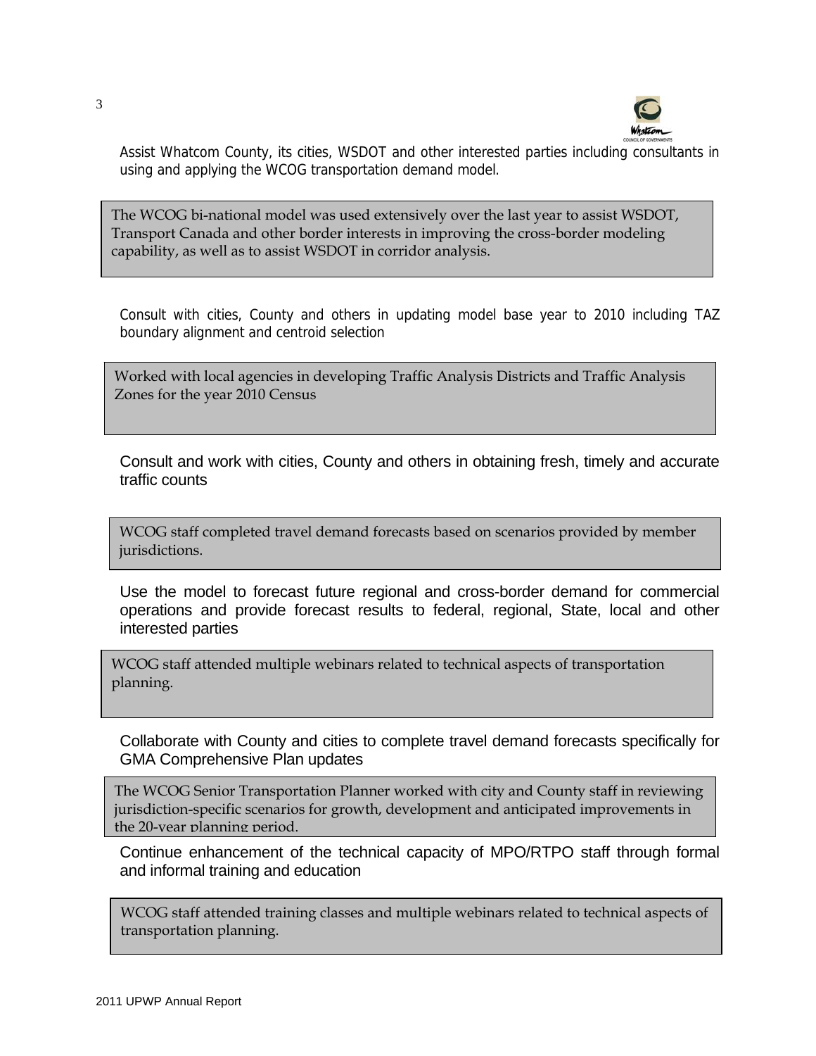Assist Whatcom County, its cities, WSDOT and other interested parties including consultants in using and applying the WCOG transportation demand model.

> The WCOG bi-national model was used extensively over the last year to assist WSDOT, Transport Canada and other border interests in improving the cross-border modeling capability, as well as to assist WSDOT in corridor analysis.

Consult with cities, County and others in updating model base year to 2010 including TAZ boundary alignment and centroid selection

> Worked with local agencies in developing Traffic Analysis Districts and Traffic Analysis Zones for the year 2010 Census

Consult and work with cities, County and others in obtaining fresh, timely and accurate traffic counts

> WCOG staff completed travel demand forecasts based on scenarios provided by member jurisdictions.

Use the model to forecast future regional and cross-border demand for commercial operations and provide forecast results to federal, regional, State, local and other interested parties

> WCOG staff attended multiple webinars related to technical aspects of transportation planning.

Collaborate with County and cities to complete travel demand forecasts specifically for GMA Comprehensive Plan updates

> The WCOG Senior Transportation Planner worked with city and County staff in reviewing jurisdiction-specific scenarios for growth, development and anticipated improvements in the 20-year planning period.

Continue enhancement of the technical capacity of MPO/RTPO staff through formal and informal training and education

> WCOG staff attended training classes and multiple webinars related to technical aspects of transportation planning.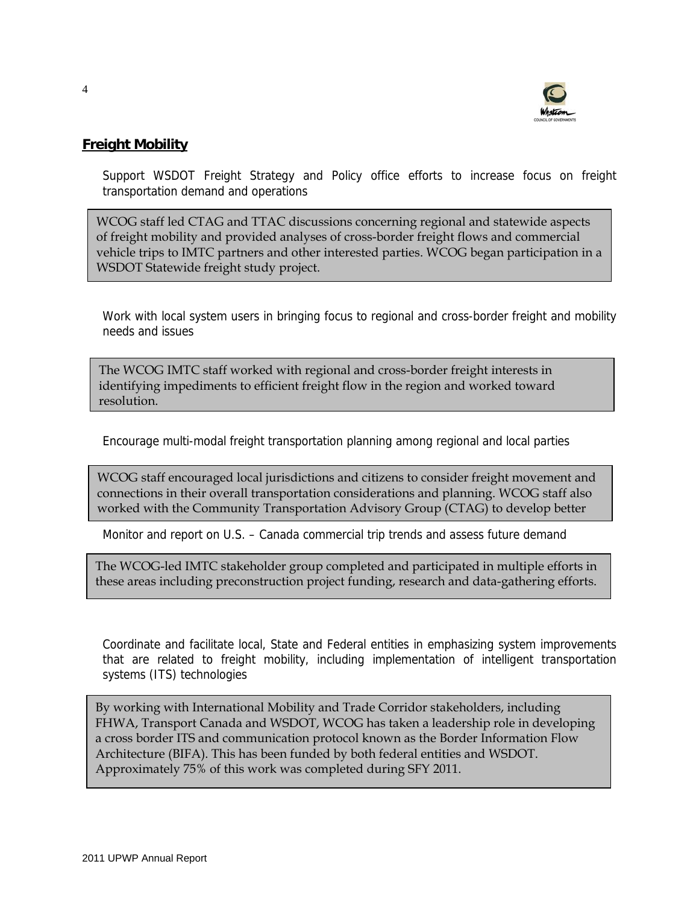## Freight Mobility

Support WSDOT Freight Strategy and Policy office efforts to increase focus on freight transportation demand and operations

WCOG staff led CTAG and TTAC discussions concerning regional and statewide aspects of freight mobility and provided analyses of cross-border freight flows and commercial vehicle trips to IMTC partners and other interested parties. WCOG began participation in a WSDOT Statewide freight study project.

Work with local system users in bringing focus to regional and cross-border freight and mobility needs and issues

The WCOG IMTC staff worked with regional and cross-border freight interests in identifying impediments to efficient freight flow in the region and worked toward resolution.

Encourage multi-modal freight transportation planning among regional and local parties

WCOG staff encouraged local jurisdictions and citizens to consider freight movement and connections in their overall transportation considerations and planning. WCOG staff also worked with the Community Transportation Advisory Group (CTAG) to develop better

Monitor and report on U.S. – Canada commercial trip trends and assess future demand

The WCOG-led IMTC stakeholder group completed and participated in multiple efforts in these areas including preconstruction project funding, research and data-gathering efforts.

Coordinate and facilitate local, State and Federal entities in emphasizing system improvements that are related to freight mobility, including implementation of intelligent transportation systems (ITS) technologies

By working with International Mobility and Trade Corridor stakeholders, including FHWA, Transport Canada and WSDOT, WCOG has taken a leadership role in developing a cross border ITS and communication protocol known as the Border Information Flow Architecture (BIFA). This has been funded by both federal entities and WSDOT. Approximately 75% of this work was completed during SFY 2011.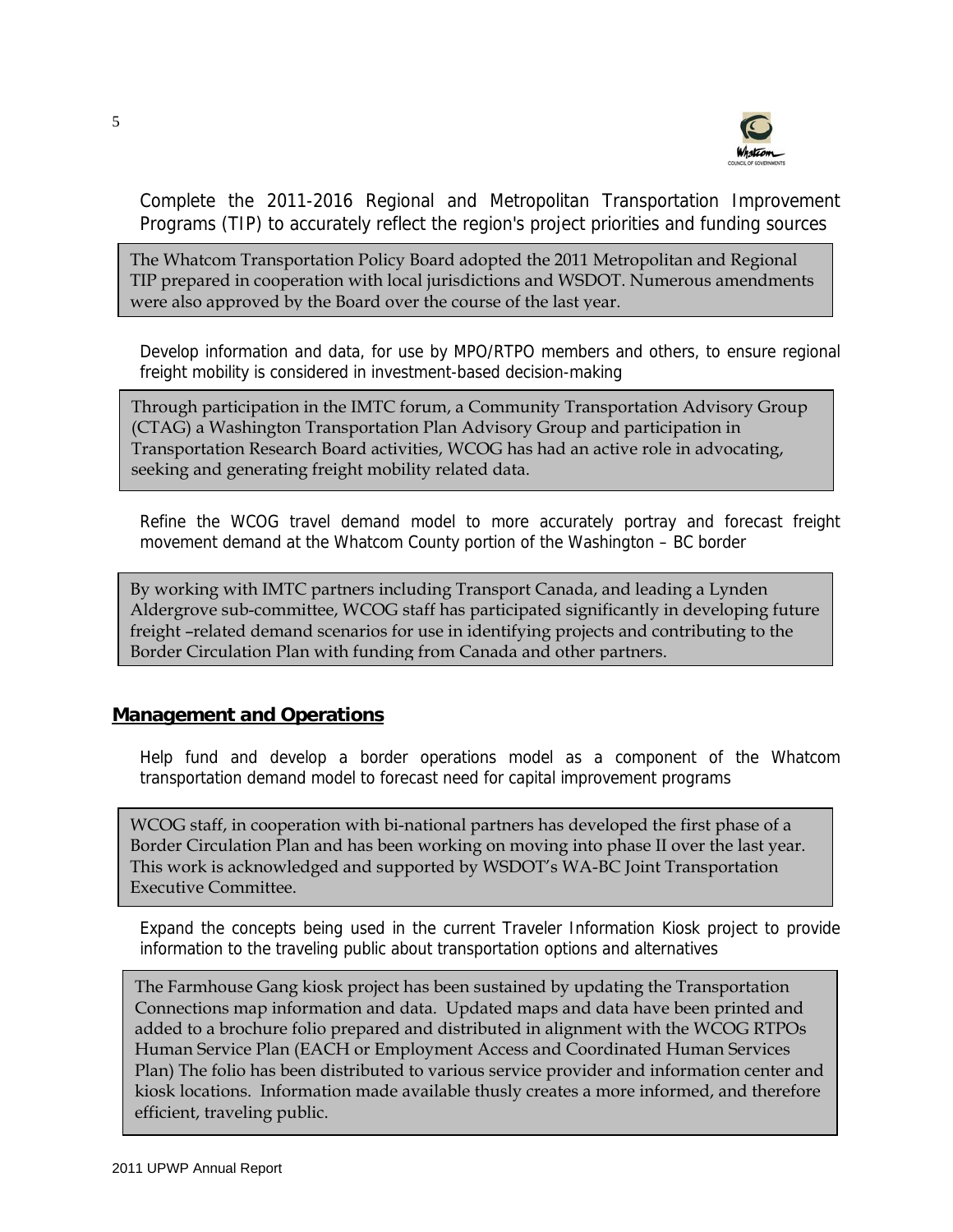Complete the 2011-2016 Regional and Metropolitan Transportation Improvement Programs (TIP) to accurately reflect the region's project priorities and funding sources

> The Whatcom Transportation Policy Board adopted the 2011 Metropolitan and Regional TIP prepared in cooperation with local jurisdictions and WSDOT. Numerous amendments were also approved by the Board over the course of the last year.

Develop information and data, for use by MPO/RTPO members and others, to ensure regional freight mobility is considered in investment-based decision-making

> Through participation in the IMTC forum, a Community Transportation Advisory Group (CTAG) a Washington Transportation Plan Advisory Group and participation in Transportation Research Board activities, WCOG has had an active role in advocating, seeking and generating freight mobility related data.

Refine the WCOG travel demand model to more accurately portray and forecast freight movement demand at the Whatcom County portion of the Washington – BC border

> By working with IMTC partners including Transport Canada, and leading a Lynden Aldergrove sub-committee, WCOG staff has participated significantly in developing future freight –related demand scenarios for use in identifying projects and contributing to the Border Circulation Plan with funding from Canada and other partners.

## Management and Operations

Help fund and develop a border operations model as a component of the Whatcom transportation demand model to forecast need for capital improvement programs

> WCOG staff, in cooperation with bi-national partners has developed the first phase of a Border Circulation Plan and has been working on moving into phase II over the last year. This work is acknowledged and supported by WSDOT's WA-BC Joint Transportation Executive Committee.

Expand the concepts being used in the current Traveler Information Kiosk project to provide information to the traveling public about transportation options and alternatives

> The Farmhouse Gang kiosk project has been sustained by updating the Transportation Connections map information and data. Updated maps and data have been printed and added to a brochure folio prepared and distributed in alignment with the WCOG RTPOs Human Service Plan (EACH or Employment Access and Coordinated Human Services Plan) The folio has been distributed to various service provider and information center and kiosk locations. Information made available thusly creates a more informed, and therefore efficient, traveling public.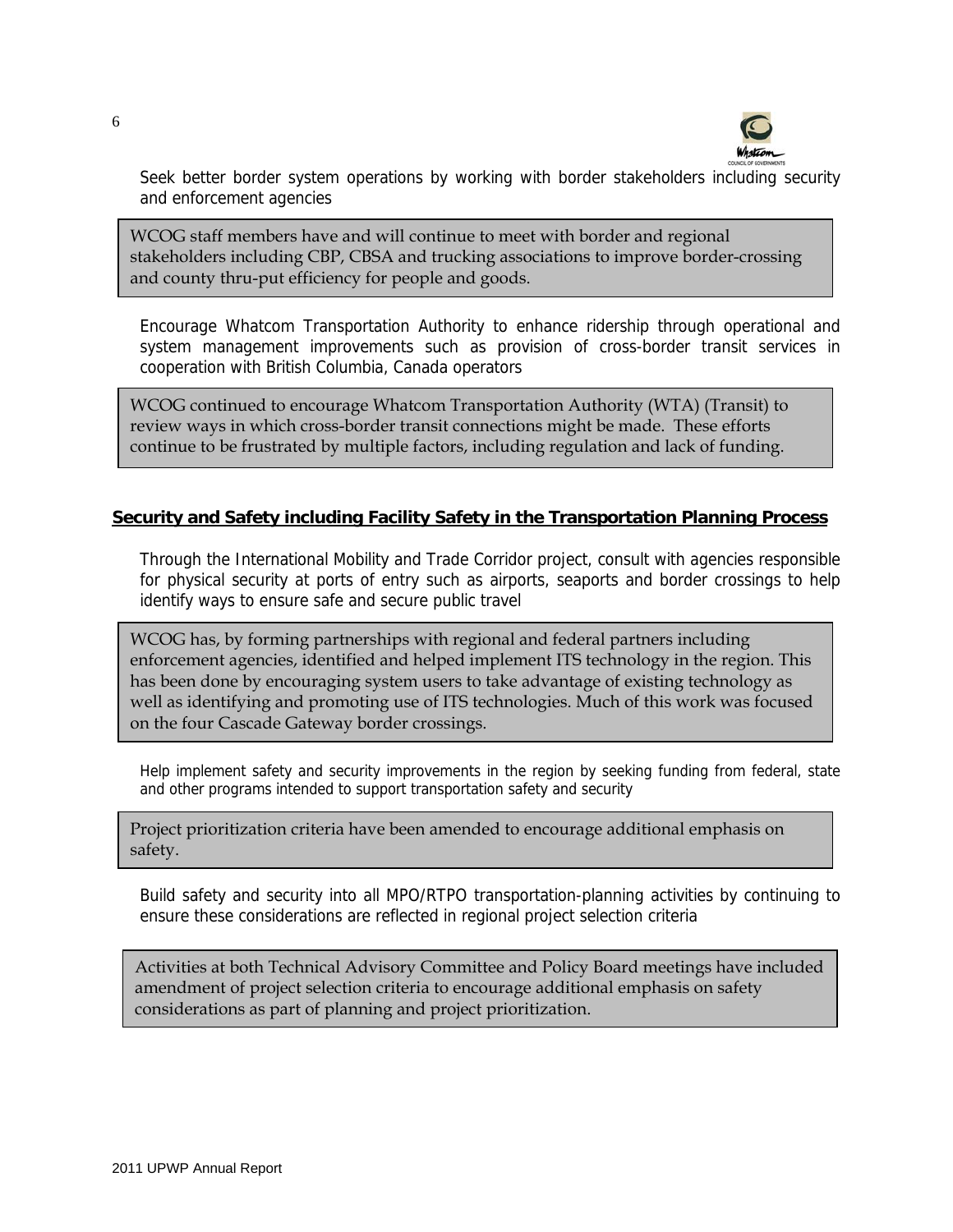Seek better border system operations by working with border stakeholders including security and enforcement agencies

> WCOG staff members have and will continue to meet with border and regional stakeholders including CBP, CBSA and trucking associations to improve border-crossing and county thru-put efficiency for people and goods.

Encourage Whatcom Transportation Authority to enhance ridership through operational and system management improvements such as provision of cross-border transit services in cooperation with British Columbia, Canada operators

> WCOG continued to encourage Whatcom Transportation Authority (WTA) (Transit) to review ways in which cross-border transit connections might be made. These efforts continue to be frustrated by multiple factors, including regulation and lack of funding.

## Security and Safety including Facility Safety in the Transportation Planning Process

Through the International Mobility and Trade Corridor project, consult with agencies responsible for physical security at ports of entry such as airports, seaports and border crossings to help identify ways to ensure safe and secure public travel

> WCOG has, by forming partnerships with regional and federal partners including enforcement agencies, identified and helped implement ITS technology in the region. This has been done by encouraging system users to take advantage of existing technology as well as identifying and promoting use of ITS technologies. Much of this work was focused on the four Cascade Gateway border crossings.

Help implement safety and security improvements in the region by seeking funding from federal, state and other programs intended to support transportation safety and security

> Project prioritization criteria have been amended to encourage additional emphasis on safety.

Build safety and security into all MPO/RTPO transportation-planning activities by continuing to ensure these considerations are reflected in regional project selection criteria

> Activities at both Technical Advisory Committee and Policy Board meetings have included amendment of project selection criteria to encourage additional emphasis on safety considerations as part of planning and project prioritization.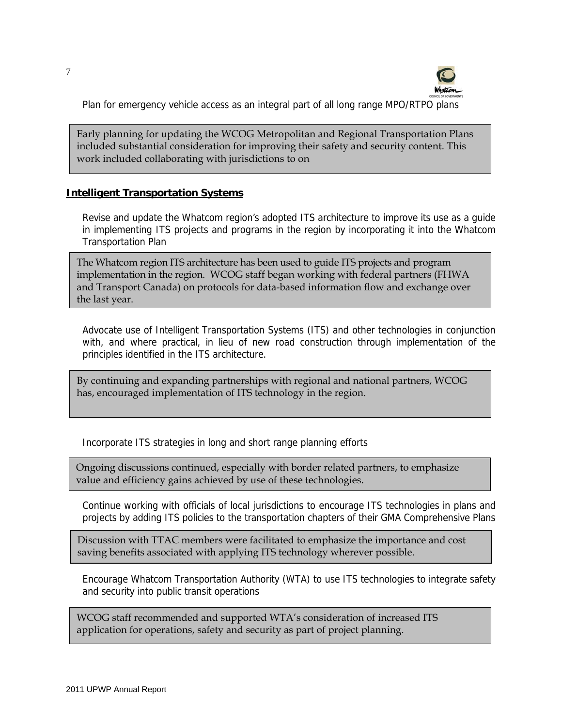Plan for emergency vehicle access as an integral part of all long range MPO/RTPO plans

> Early planning for updating the WCOG Metropolitan and Regional Transportation Plans included substantial consideration for improving their safety and security content. This work included collaborating with jurisdictions to on

## Intelligent Transportation Systems

Revise and update the Whatcom region's adopted ITS architecture to improve its use as a guide in implementing ITS projects and programs in the region by incorporating it into the Whatcom Transportation Plan

> The Whatcom region ITS architecture has been used to guide ITS projects and program implementation in the region. WCOG staff began working with federal partners (FHWA and Transport Canada) on protocols for data-based information flow and exchange over the last year.

Advocate use of Intelligent Transportation Systems (ITS) and other technologies in conjunction with, and where practical, in lieu of new road construction through implementation of the principles identified in the ITS architecture.

> By continuing and expanding partnerships with regional and national partners, WCOG has, encouraged implementation of ITS technology in the region.

Incorporate ITS strategies in long and short range planning efforts

> Ongoing discussions continued, especially with border related partners, to emphasize value and efficiency gains achieved by use of these technologies.

Continue working with officials of local jurisdictions to encourage ITS technologies in plans and projects by adding ITS policies to the transportation chapters of their GMA Comprehensive Plans

> Discussion with TTAC members were facilitated to emphasize the importance and cost saving benefits associated with applying ITS technology wherever possible.

Encourage Whatcom Transportation Authority (WTA) to use ITS technologies to integrate safety and security into public transit operations

> WCOG staff recommended and supported WTA's consideration of increased ITS application for operations, safety and security as part of project planning.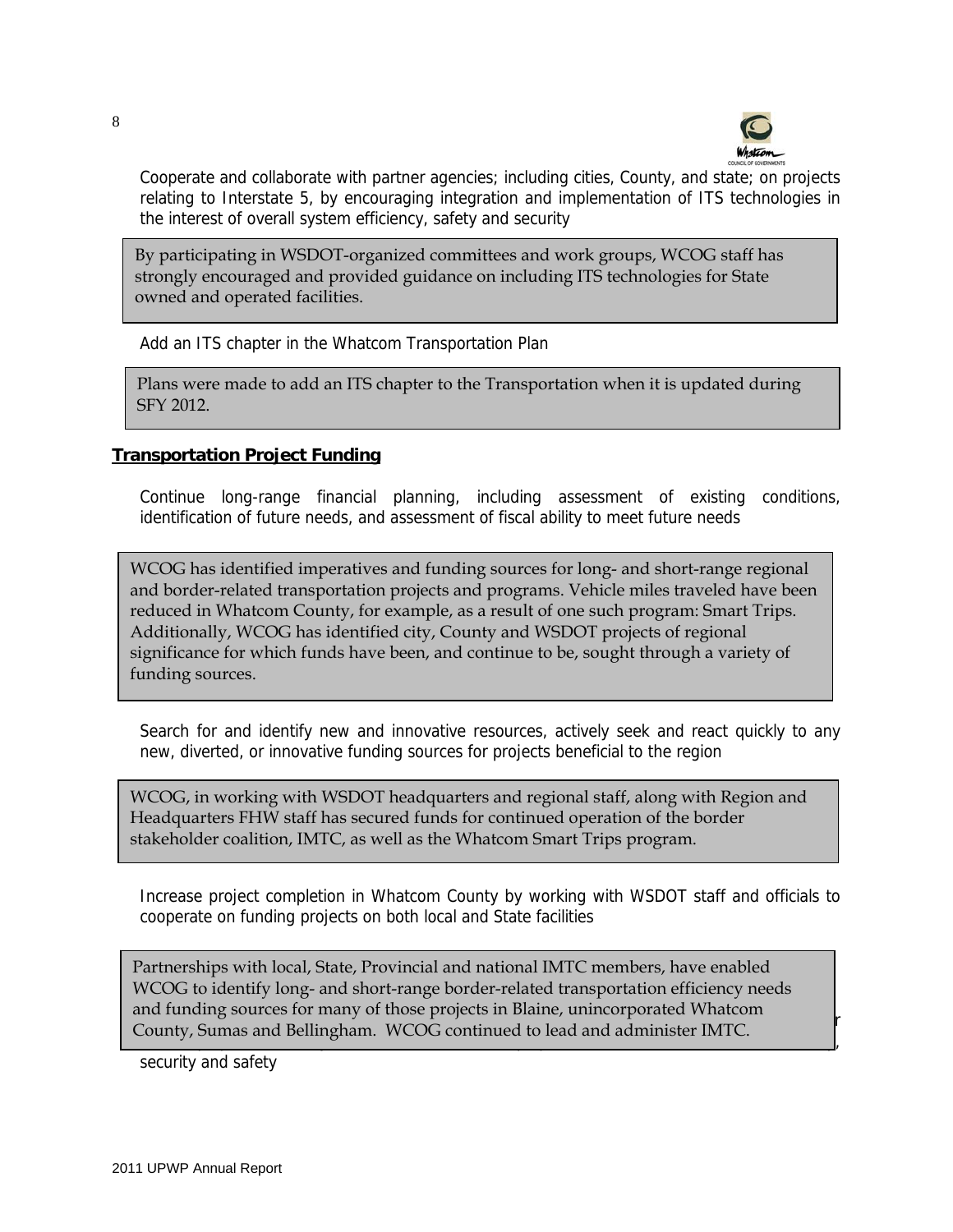Cooperate and collaborate with partner agencies; including cities, County, and state; on projects relating to Interstate 5, by encouraging integration and implementation of ITS technologies in the interest of overall system efficiency, safety and security

> By participating in WSDOT-organized committees and work groups, WCOG staff has strongly encouraged and provided guidance on including ITS technologies for State owned and operated facilities.

Add an ITS chapter in the Whatcom Transportation Plan

> Plans were made to add an ITS chapter to the Transportation when it is updated during SFY 2012.

**Transportation Project Funding**

Continue long-range financial planning, including assessment of existing conditions, identification of future needs, and assessment of fiscal ability to meet future needs

> WCOG has identified imperatives and funding sources for long- and short-range regional and border-related transportation projects and programs. Vehicle miles traveled have been reduced in Whatcom County, for example, as a result of one such program: Smart Trips. Additionally, WCOG has identified city, County and WSDOT projects of regional significance for which funds have been, and continue to be, sought through a variety of funding sources.

Search for and identify new and innovative resources, actively seek and react quickly to any new, diverted, or innovative funding sources for projects beneficial to the region

> WCOG, in working with WSDOT headquarters and regional staff, along with Region and Headquarters FHW staff has secured funds for continued operation of the border stakeholder coalition, IMTC, as well as the Whatcom Smart Trips program.

Increase project completion in Whatcom County by working with WSDOT staff and officials to cooperate on funding projects on both local and State facilities

> Partnerships with local, State, Provincial and national IMTC members, have enabled WCOG to identify long- and short-range border-related transportation efficiency needs and funding sources for many of those projects in Blaine, unincorporated Whatcom County, Sumas and Bellingham. WCOG continued to lead and administer IMTC.

security and safety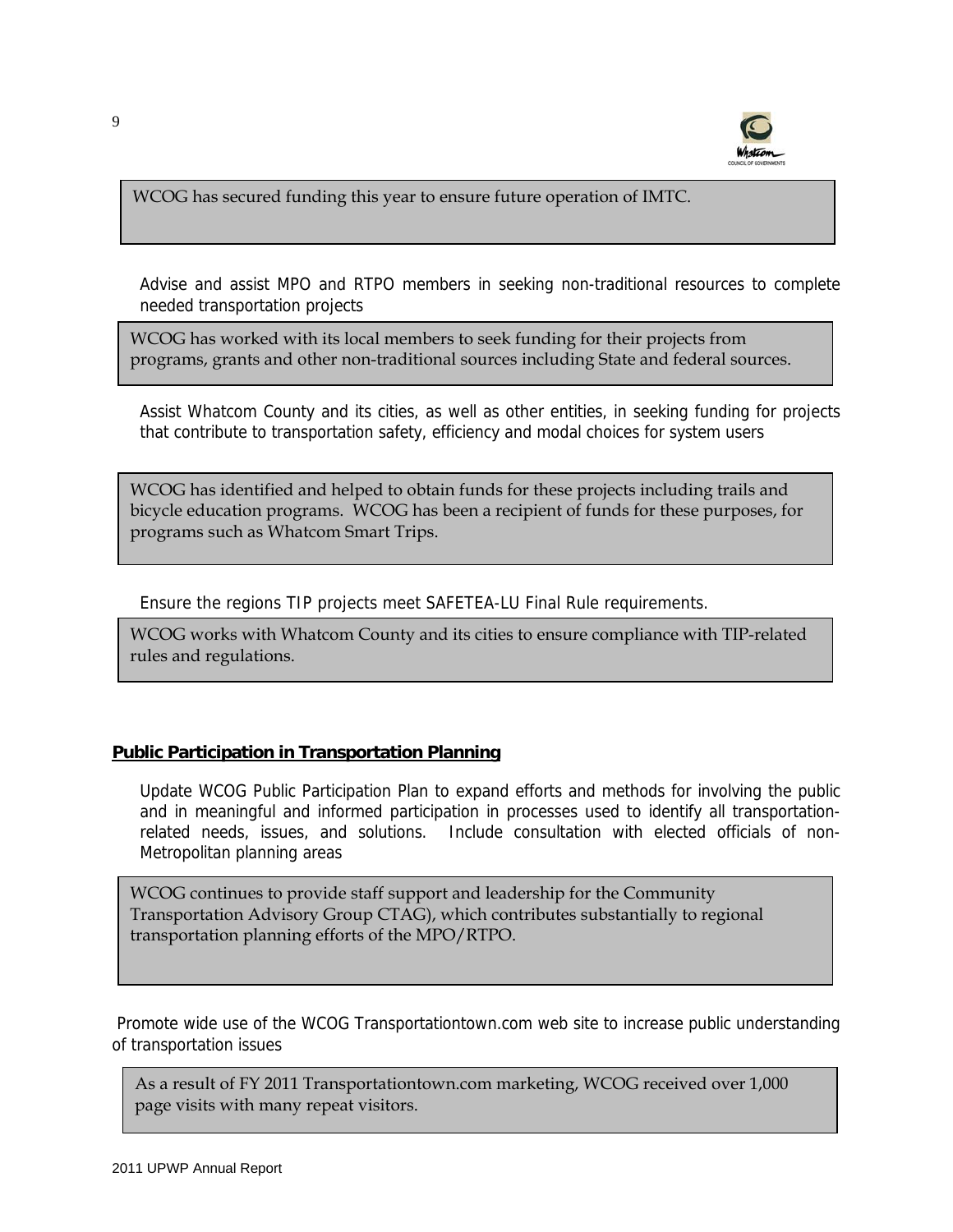> WCOG has secured funding this year to ensure future operation of IMTC.

Advise and assist MPO and RTPO members in seeking non-traditional resources to complete needed transportation projects

> WCOG has worked with its local members to seek funding for their projects from programs, grants and other non-traditional sources including State and federal sources.

Assist Whatcom County and its cities, as well as other entities, in seeking funding for projects that contribute to transportation safety, efficiency and modal choices for system users

> WCOG has identified and helped to obtain funds for these projects including trails and bicycle education programs. WCOG has been a recipient of funds for these purposes, for programs such as Whatcom Smart Trips.

Ensure the regions TIP projects meet SAFETEA-LU Final Rule requirements.

> WCOG works with Whatcom County and its cities to ensure compliance with TIP-related rules and regulations.

**Public Participation in Transportation Planning**

Update WCOG Public Participation Plan to expand efforts and methods for involving the public and in meaningful and informed participation in processes used to identify all transportation-related needs, issues, and solutions. Include consultation with elected officials of non-Metropolitan planning areas

> WCOG continues to provide staff support and leadership for the Community Transportation Advisory Group CTAG), which contributes substantially to regional transportation planning efforts of the MPO/RTPO.

Promote wide use of the WCOG Transportationtown.com web site to increase public understanding of transportation issues

> As a result of FY 2011 Transportationtown.com marketing, WCOG received over 1,000 page visits with many repeat visitors.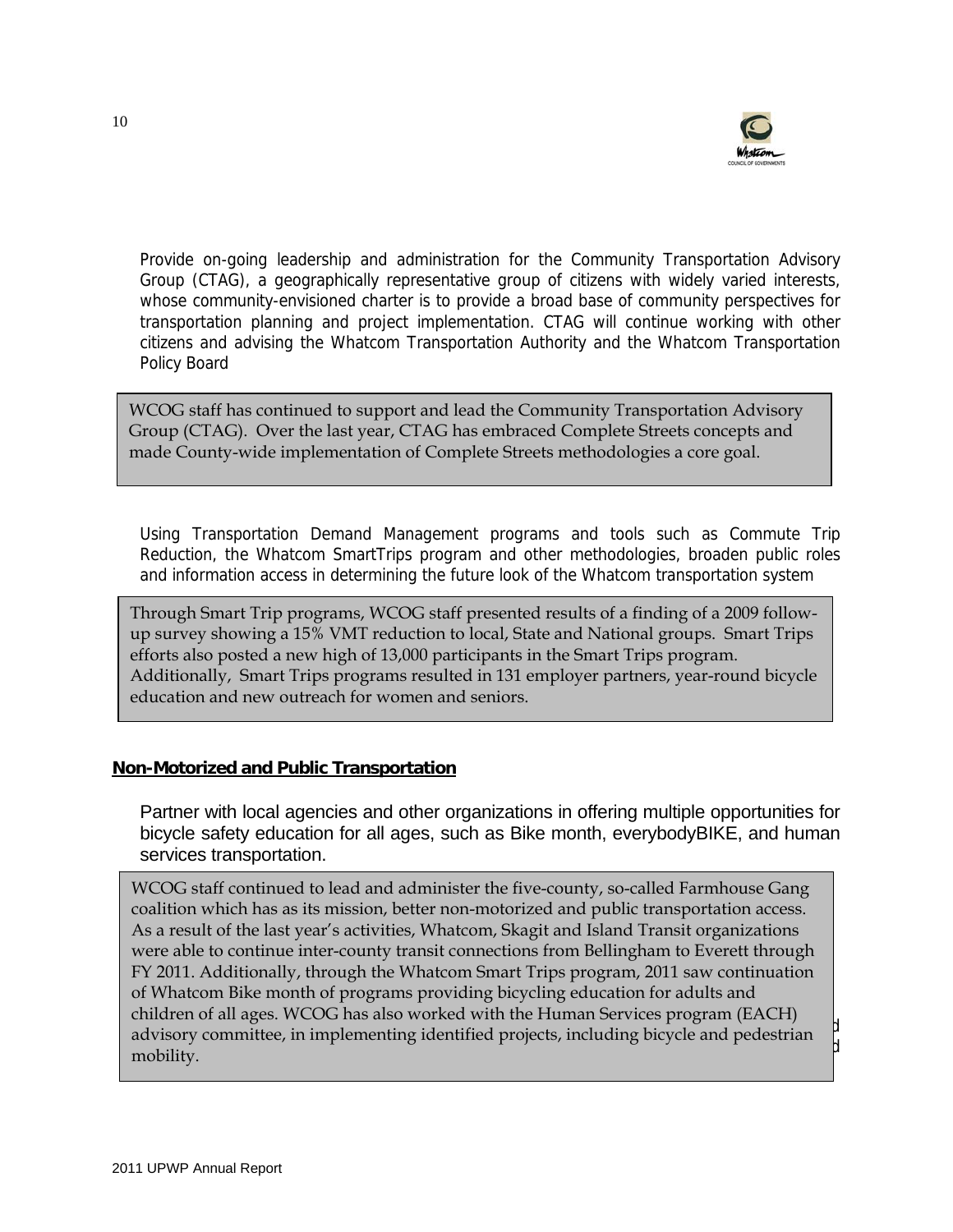Provide on-going leadership and administration for the Community Transportation Advisory Group (CTAG), a geographically representative group of citizens with widely varied interests, whose community-envisioned charter is to provide a broad base of community perspectives for transportation planning and project implementation. CTAG will continue working with other citizens and advising the Whatcom Transportation Authority and the Whatcom Transportation Policy Board

> WCOG staff has continued to support and lead the Community Transportation Advisory Group (CTAG). Over the last year, CTAG has embraced Complete Streets concepts and made County-wide implementation of Complete Streets methodologies a core goal.

Using Transportation Demand Management programs and tools such as Commute Trip Reduction, the Whatcom SmartTrips program and other methodologies, broaden public roles and information access in determining the future look of the Whatcom transportation system

> Through Smart Trip programs, WCOG staff presented results of a finding of a 2009 follow-up survey showing a 15% VMT reduction to local, State and National groups. Smart Trips efforts also posted a new high of 13,000 participants in the Smart Trips program. Additionally, Smart Trips programs resulted in 131 employer partners, year-round bicycle education and new outreach for women and seniors.

**Non-Motorized and Public Transportation**

Partner with local agencies and other organizations in offering multiple opportunities for bicycle safety education for all ages, such as Bike month, everybodyBIKE, and human services transportation.

> WCOG staff continued to lead and administer the five-county, so-called Farmhouse Gang coalition which has as its mission, better non-motorized and public transportation access. As a result of the last year's activities, Whatcom, Skagit and Island Transit organizations were able to continue inter-county transit connections from Bellingham to Everett through FY 2011. Additionally, through the Whatcom Smart Trips program, 2011 saw continuation of Whatcom Bike month of programs providing bicycling education for adults and children of all ages. WCOG has also worked with the Human Services program (EACH) advisory committee, in implementing identified projects, including bicycle and pedestrian mobility.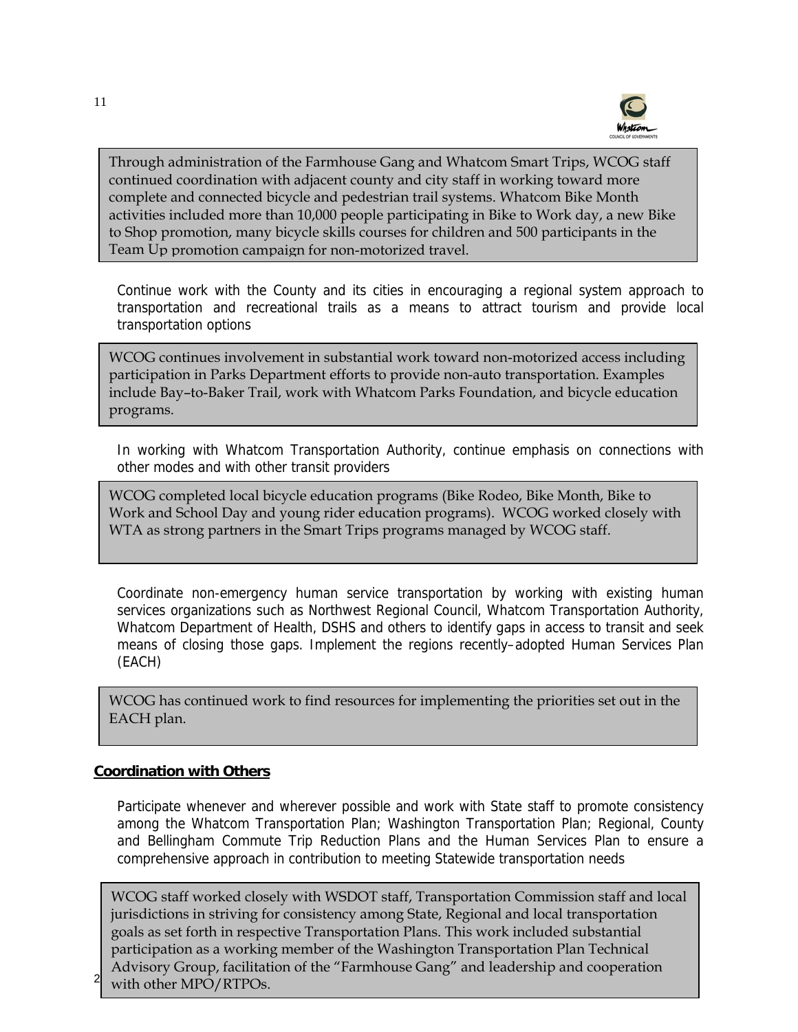Through administration of the Farmhouse Gang and Whatcom Smart Trips, WCOG staff continued coordination with adjacent county and city staff in working toward more complete and connected bicycle and pedestrian trail systems. Whatcom Bike Month activities included more than 10,000 people participating in Bike to Work day, a new Bike to Shop promotion, many bicycle skills courses for children and 500 participants in the Team Up promotion campaign for non-motorized travel.

Continue work with the County and its cities in encouraging a regional system approach to transportation and recreational trails as a means to attract tourism and provide local transportation options

WCOG continues involvement in substantial work toward non-motorized access including participation in Parks Department efforts to provide non-auto transportation. Examples include Bay–to-Baker Trail, work with Whatcom Parks Foundation, and bicycle education programs.

In working with Whatcom Transportation Authority, continue emphasis on connections with other modes and with other transit providers

WCOG completed local bicycle education programs (Bike Rodeo, Bike Month, Bike to Work and School Day and young rider education programs). WCOG worked closely with WTA as strong partners in the Smart Trips programs managed by WCOG staff.

Coordinate non-emergency human service transportation by working with existing human services organizations such as Northwest Regional Council, Whatcom Transportation Authority, Whatcom Department of Health, DSHS and others to identify gaps in access to transit and seek means of closing those gaps. Implement the regions recently–adopted Human Services Plan (EACH)

WCOG has continued work to find resources for implementing the priorities set out in the EACH plan.

## Coordination with Others

Participate whenever and wherever possible and work with State staff to promote consistency among the Whatcom Transportation Plan; Washington Transportation Plan; Regional, County and Bellingham Commute Trip Reduction Plans and the Human Services Plan to ensure a comprehensive approach in contribution to meeting Statewide transportation needs

WCOG staff worked closely with WSDOT staff, Transportation Commission staff and local jurisdictions in striving for consistency among State, Regional and local transportation goals as set forth in respective Transportation Plans. This work included substantial participation as a working member of the Washington Transportation Plan Technical Advisory Group, facilitation of the "Farmhouse Gang" and leadership and cooperation with other MPO/RTPOs.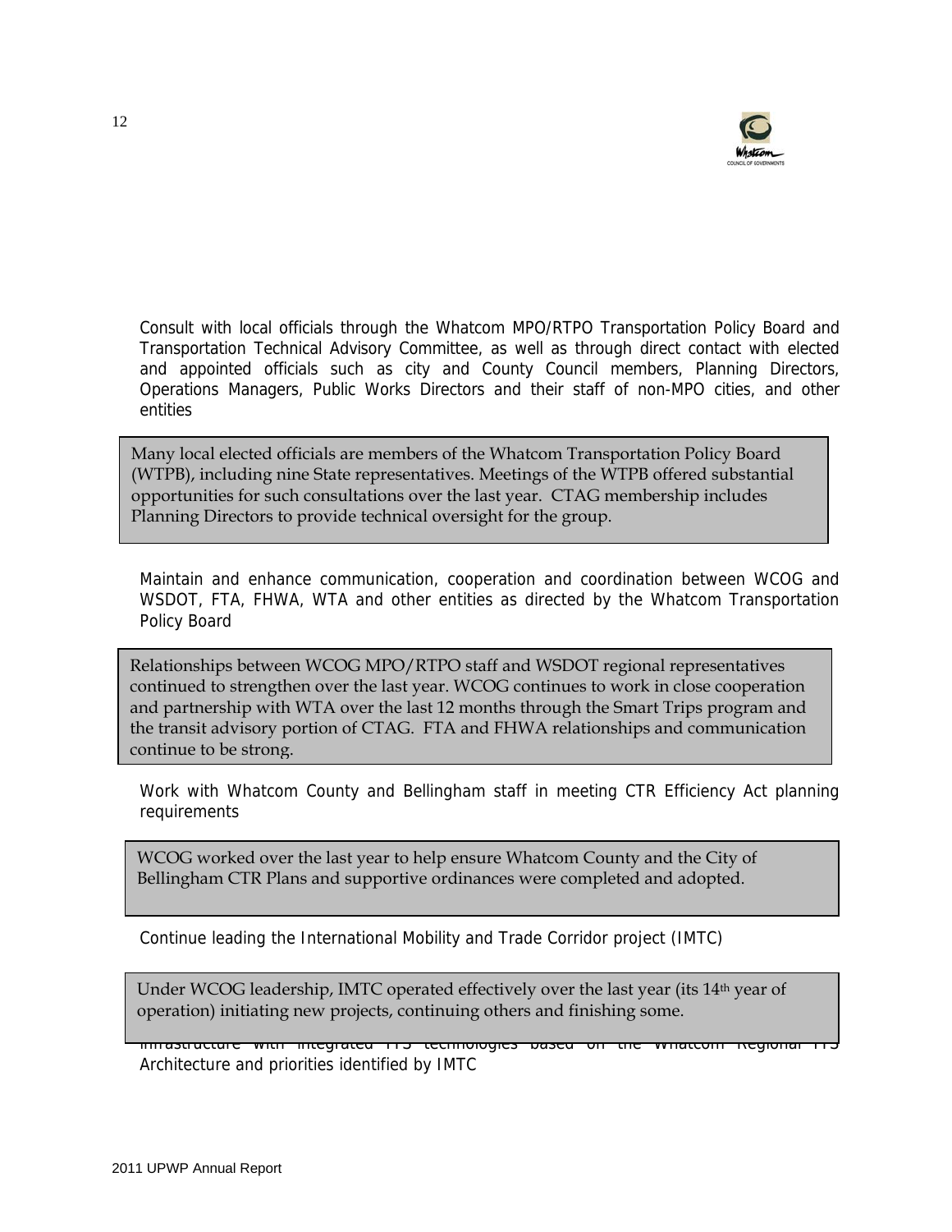Consult with local officials through the Whatcom MPO/RTPO Transportation Policy Board and Transportation Technical Advisory Committee, as well as through direct contact with elected and appointed officials such as city and County Council members, Planning Directors, Operations Managers, Public Works Directors and their staff of non-MPO cities, and other entities

> Many local elected officials are members of the Whatcom Transportation Policy Board (WTPB), including nine State representatives. Meetings of the WTPB offered substantial opportunities for such consultations over the last year. CTAG membership includes Planning Directors to provide technical oversight for the group.

Maintain and enhance communication, cooperation and coordination between WCOG and WSDOT, FTA, FHWA, WTA and other entities as directed by the Whatcom Transportation Policy Board

> Relationships between WCOG MPO/RTPO staff and WSDOT regional representatives continued to strengthen over the last year. WCOG continues to work in close cooperation and partnership with WTA over the last 12 months through the Smart Trips program and the transit advisory portion of CTAG. FTA and FHWA relationships and communication continue to be strong.

Work with Whatcom County and Bellingham staff in meeting CTR Efficiency Act planning requirements

> WCOG worked over the last year to help ensure Whatcom County and the City of Bellingham CTR Plans and supportive ordinances were completed and adopted.

Continue leading the International Mobility and Trade Corridor project (IMTC)

> Under WCOG leadership, IMTC operated effectively over the last year (its 14th year of operation) initiating new projects, continuing others and finishing some.

Infrastructure with integrated ITS technologies based on the Whatcom Regional ITS Architecture and priorities identified by IMTC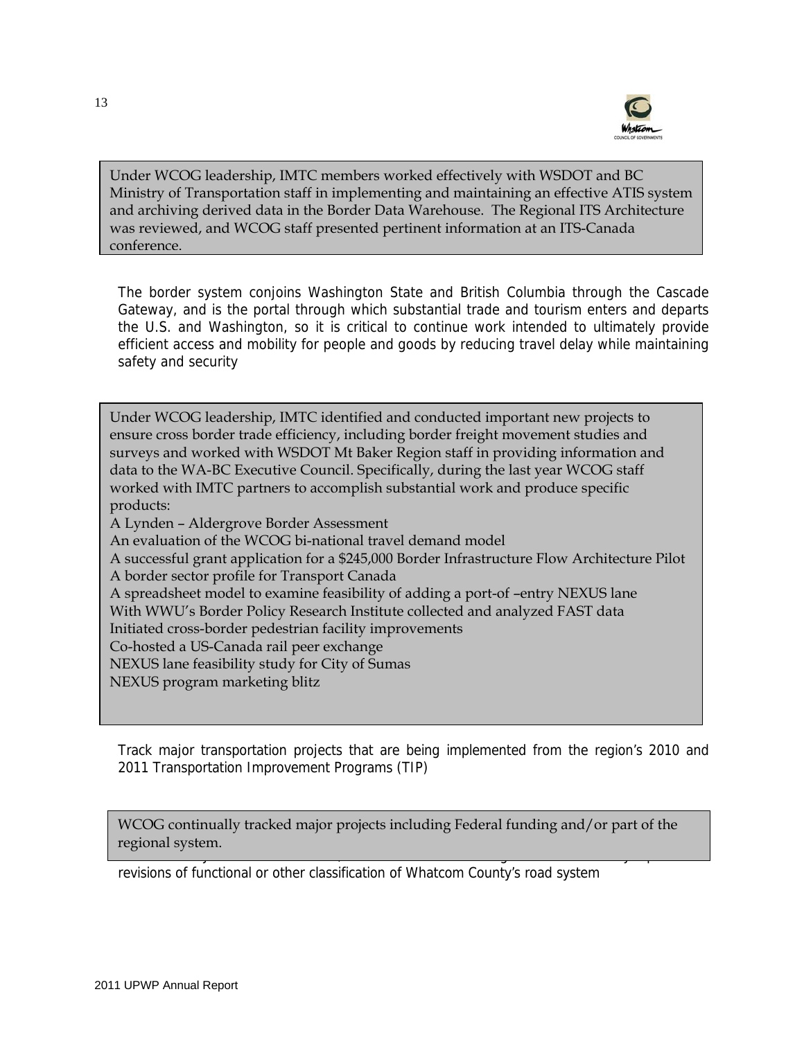Under WCOG leadership, IMTC members worked effectively with WSDOT and BC Ministry of Transportation staff in implementing and maintaining an effective ATIS system and archiving derived data in the Border Data Warehouse. The Regional ITS Architecture was reviewed, and WCOG staff presented pertinent information at an ITS-Canada conference.

The border system conjoins Washington State and British Columbia through the Cascade Gateway, and is the portal through which substantial trade and tourism enters and departs the U.S. and Washington, so it is critical to continue work intended to ultimately provide efficient access and mobility for people and goods by reducing travel delay while maintaining safety and security

Under WCOG leadership, IMTC identified and conducted important new projects to ensure cross border trade efficiency, including border freight movement studies and surveys and worked with WSDOT Mt Baker Region staff in providing information and data to the WA-BC Executive Council. Specifically, during the last year WCOG staff worked with IMTC partners to accomplish substantial work and produce specific products:

A Lynden – Aldergrove Border Assessment
An evaluation of the WCOG bi-national travel demand model
A successful grant application for a $245,000 Border Infrastructure Flow Architecture Pilot
A border sector profile for Transport Canada
A spreadsheet model to examine feasibility of adding a port-of –entry NEXUS lane
With WWU's Border Policy Research Institute collected and analyzed FAST data
Initiated cross-border pedestrian facility improvements
Co-hosted a US-Canada rail peer exchange
NEXUS lane feasibility study for City of Sumas
NEXUS program marketing blitz

Track major transportation projects that are being implemented from the region's 2010 and 2011 Transportation Improvement Programs (TIP)

WCOG continually tracked major projects including Federal funding and/or part of the regional system.

revisions of functional or other classification of Whatcom County's road system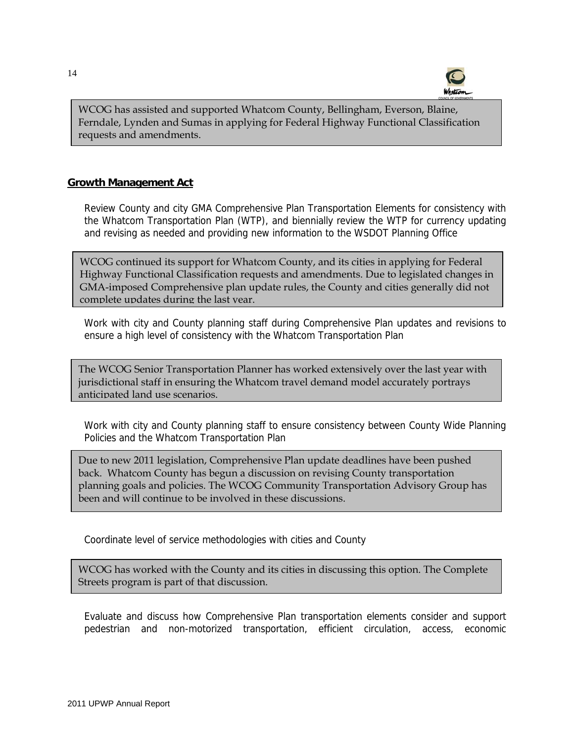WCOG has assisted and supported Whatcom County, Bellingham, Everson, Blaine, Ferndale, Lynden and Sumas in applying for Federal Highway Functional Classification requests and amendments.

**Growth Management Act**

Review County and city GMA Comprehensive Plan Transportation Elements for consistency with the Whatcom Transportation Plan (WTP), and biennially review the WTP for currency updating and revising as needed and providing new information to the WSDOT Planning Office

WCOG continued its support for Whatcom County, and its cities in applying for Federal Highway Functional Classification requests and amendments. Due to legislated changes in GMA-imposed Comprehensive plan update rules, the County and cities generally did not complete updates during the last year.

Work with city and County planning staff during Comprehensive Plan updates and revisions to ensure a high level of consistency with the Whatcom Transportation Plan

The WCOG Senior Transportation Planner has worked extensively over the last year with jurisdictional staff in ensuring the Whatcom travel demand model accurately portrays anticipated land use scenarios.

Work with city and County planning staff to ensure consistency between County Wide Planning Policies and the Whatcom Transportation Plan

Due to new 2011 legislation, Comprehensive Plan update deadlines have been pushed back. Whatcom County has begun a discussion on revising County transportation planning goals and policies. The WCOG Community Transportation Advisory Group has been and will continue to be involved in these discussions.

Coordinate level of service methodologies with cities and County

WCOG has worked with the County and its cities in discussing this option. The Complete Streets program is part of that discussion.

Evaluate and discuss how Comprehensive Plan transportation elements consider and support pedestrian and non-motorized transportation, efficient circulation, access, economic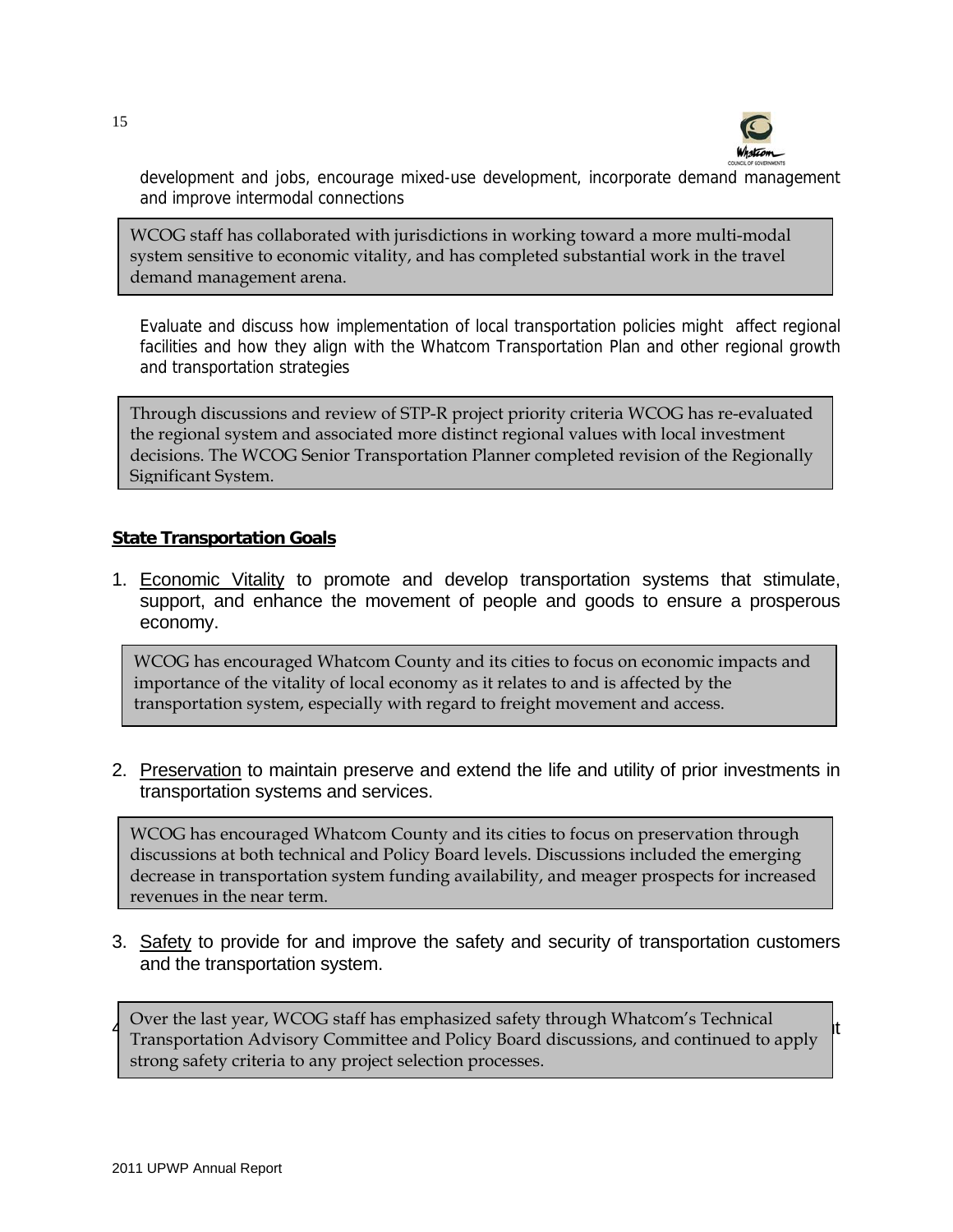development and jobs, encourage mixed-use development, incorporate demand management and improve intermodal connections

> WCOG staff has collaborated with jurisdictions in working toward a more multi-modal system sensitive to economic vitality, and has completed substantial work in the travel demand management arena.

Evaluate and discuss how implementation of local transportation policies might affect regional facilities and how they align with the Whatcom Transportation Plan and other regional growth and transportation strategies

> Through discussions and review of STP-R project priority criteria WCOG has re-evaluated the regional system and associated more distinct regional values with local investment decisions. The WCOG Senior Transportation Planner completed revision of the Regionally Significant System.

**State Transportation Goals**

1. Economic Vitality to promote and develop transportation systems that stimulate, support, and enhance the movement of people and goods to ensure a prosperous economy.

> WCOG has encouraged Whatcom County and its cities to focus on economic impacts and importance of the vitality of local economy as it relates to and is affected by the transportation system, especially with regard to freight movement and access.

2. Preservation to maintain preserve and extend the life and utility of prior investments in transportation systems and services.

> WCOG has encouraged Whatcom County and its cities to focus on preservation through discussions at both technical and Policy Board levels. Discussions included the emerging decrease in transportation system funding availability, and meager prospects for increased revenues in the near term.

3. Safety to provide for and improve the safety and security of transportation customers and the transportation system.

> Over the last year, WCOG staff has emphasized safety through Whatcom's Technical Transportation Advisory Committee and Policy Board discussions, and continued to apply strong safety criteria to any project selection processes.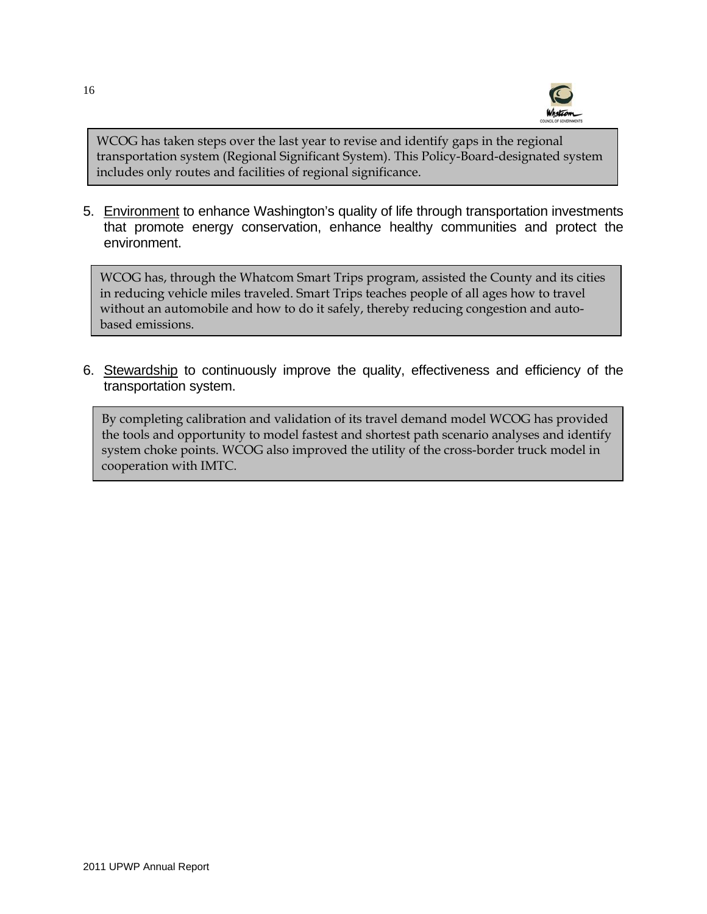> WCOG has taken steps over the last year to revise and identify gaps in the regional transportation system (Regional Significant System). This Policy-Board-designated system includes only routes and facilities of regional significance.

5. Environment to enhance Washington's quality of life through transportation investments that promote energy conservation, enhance healthy communities and protect the environment.

> WCOG has, through the Whatcom Smart Trips program, assisted the County and its cities in reducing vehicle miles traveled. Smart Trips teaches people of all ages how to travel without an automobile and how to do it safely, thereby reducing congestion and auto-based emissions.

6. Stewardship to continuously improve the quality, effectiveness and efficiency of the transportation system.

> By completing calibration and validation of its travel demand model WCOG has provided the tools and opportunity to model fastest and shortest path scenario analyses and identify system choke points. WCOG also improved the utility of the cross-border truck model in cooperation with IMTC.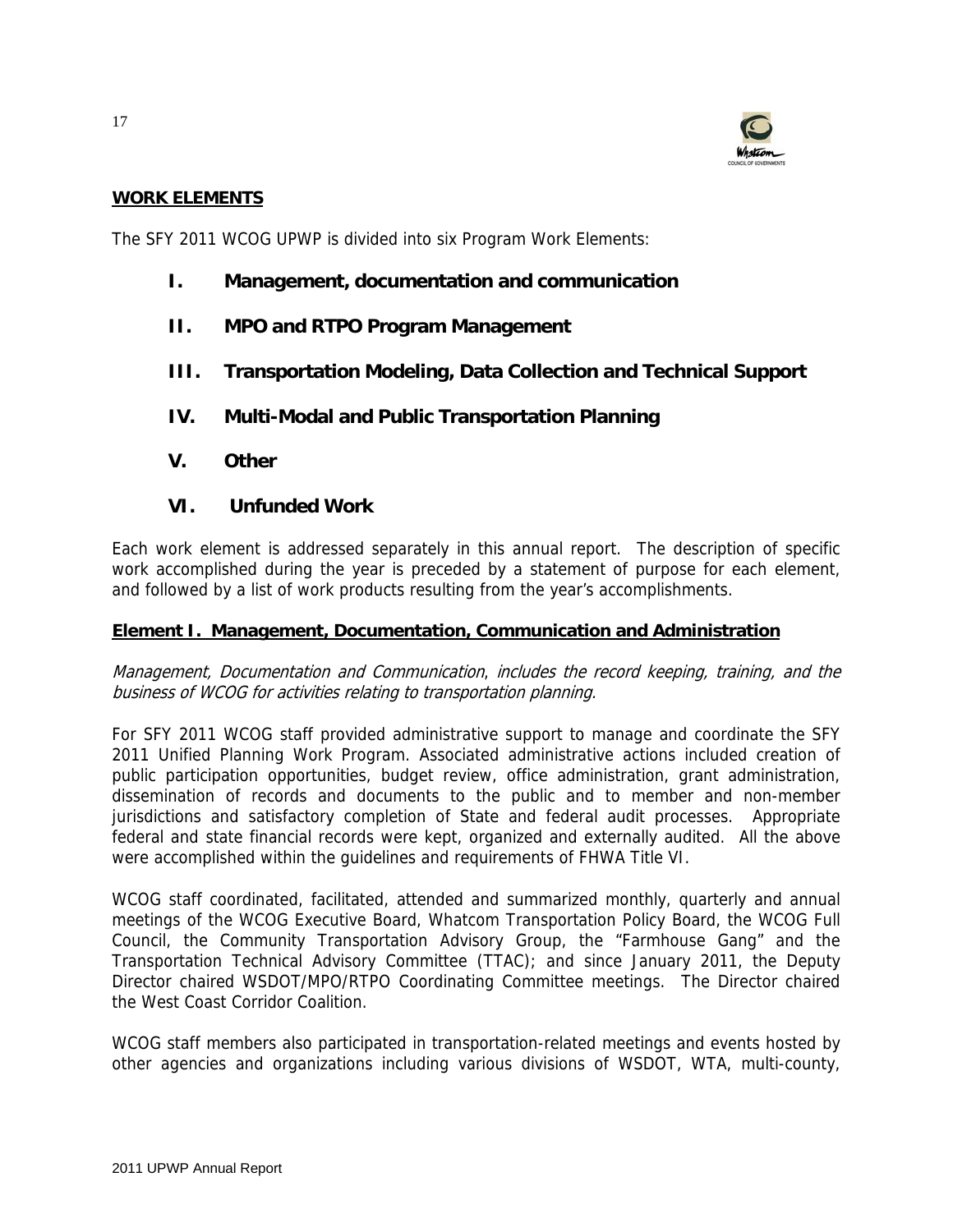## WORK ELEMENTS

The SFY 2011 WCOG UPWP is divided into six Program Work Elements:

- **I. Management, documentation and communication**
- **II. MPO and RTPO Program Management**
- **III. Transportation Modeling, Data Collection and Technical Support**
- **IV. Multi-Modal and Public Transportation Planning**
- **V. Other**
- **VI. Unfunded Work**

Each work element is addressed separately in this annual report. The description of specific work accomplished during the year is preceded by a statement of purpose for each element, and followed by a list of work products resulting from the year's accomplishments.

### Element I. Management, Documentation, Communication and Administration

*Management, Documentation and Communication, includes the record keeping, training, and the business of WCOG for activities relating to transportation planning.*

For SFY 2011 WCOG staff provided administrative support to manage and coordinate the SFY 2011 Unified Planning Work Program. Associated administrative actions included creation of public participation opportunities, budget review, office administration, grant administration, dissemination of records and documents to the public and to member and non-member jurisdictions and satisfactory completion of State and federal audit processes. Appropriate federal and state financial records were kept, organized and externally audited. All the above were accomplished within the guidelines and requirements of FHWA Title VI.

WCOG staff coordinated, facilitated, attended and summarized monthly, quarterly and annual meetings of the WCOG Executive Board, Whatcom Transportation Policy Board, the WCOG Full Council, the Community Transportation Advisory Group, the "Farmhouse Gang" and the Transportation Technical Advisory Committee (TTAC); and since January 2011, the Deputy Director chaired WSDOT/MPO/RTPO Coordinating Committee meetings. The Director chaired the West Coast Corridor Coalition.

WCOG staff members also participated in transportation-related meetings and events hosted by other agencies and organizations including various divisions of WSDOT, WTA, multi-county,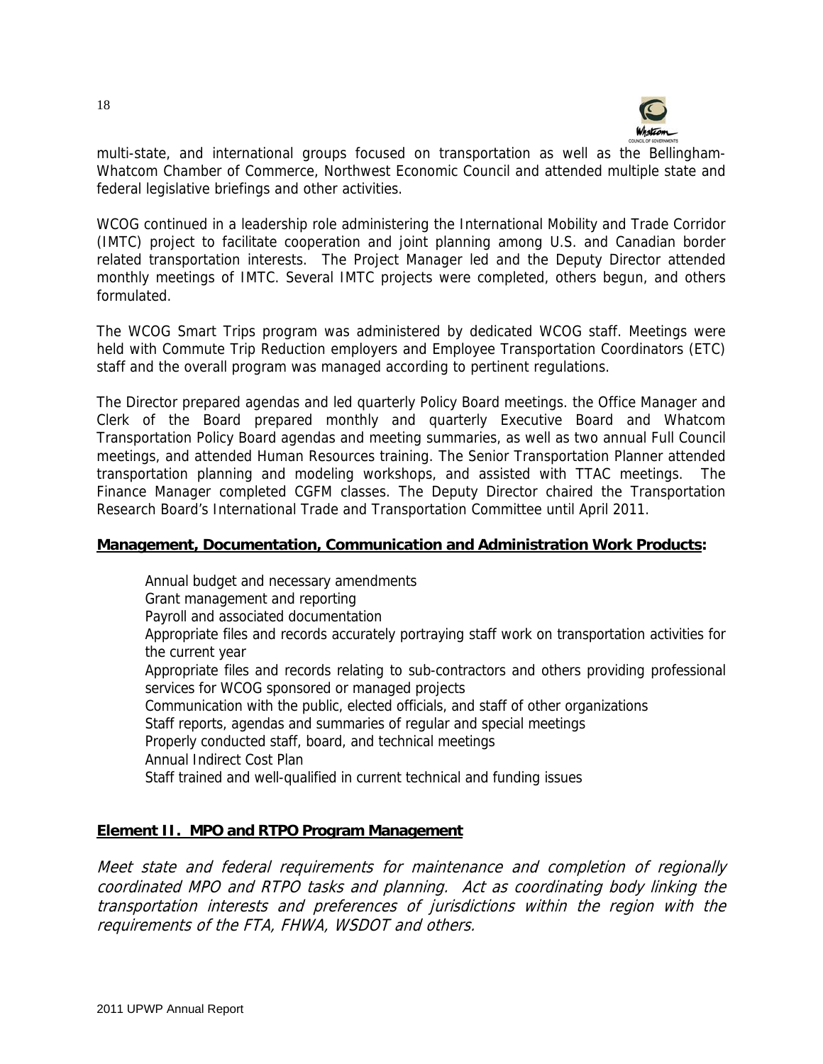multi-state, and international groups focused on transportation as well as the Bellingham-Whatcom Chamber of Commerce, Northwest Economic Council and attended multiple state and federal legislative briefings and other activities.

WCOG continued in a leadership role administering the International Mobility and Trade Corridor (IMTC) project to facilitate cooperation and joint planning among U.S. and Canadian border related transportation interests. The Project Manager led and the Deputy Director attended monthly meetings of IMTC. Several IMTC projects were completed, others begun, and others formulated.

The WCOG Smart Trips program was administered by dedicated WCOG staff. Meetings were held with Commute Trip Reduction employers and Employee Transportation Coordinators (ETC) staff and the overall program was managed according to pertinent regulations.

The Director prepared agendas and led quarterly Policy Board meetings. the Office Manager and Clerk of the Board prepared monthly and quarterly Executive Board and Whatcom Transportation Policy Board agendas and meeting summaries, as well as two annual Full Council meetings, and attended Human Resources training. The Senior Transportation Planner attended transportation planning and modeling workshops, and assisted with TTAC meetings. The Finance Manager completed CGFM classes. The Deputy Director chaired the Transportation Research Board's International Trade and Transportation Committee until April 2011.

**Management, Documentation, Communication and Administration Work Products:**

- Annual budget and necessary amendments
- Grant management and reporting
- Payroll and associated documentation
- Appropriate files and records accurately portraying staff work on transportation activities for the current year
- Appropriate files and records relating to sub-contractors and others providing professional services for WCOG sponsored or managed projects
- Communication with the public, elected officials, and staff of other organizations
- Staff reports, agendas and summaries of regular and special meetings
- Properly conducted staff, board, and technical meetings
- Annual Indirect Cost Plan
- Staff trained and well-qualified in current technical and funding issues

## Element II. MPO and RTPO Program Management

*Meet state and federal requirements for maintenance and completion of regionally coordinated MPO and RTPO tasks and planning. Act as coordinating body linking the transportation interests and preferences of jurisdictions within the region with the requirements of the FTA, FHWA, WSDOT and others.*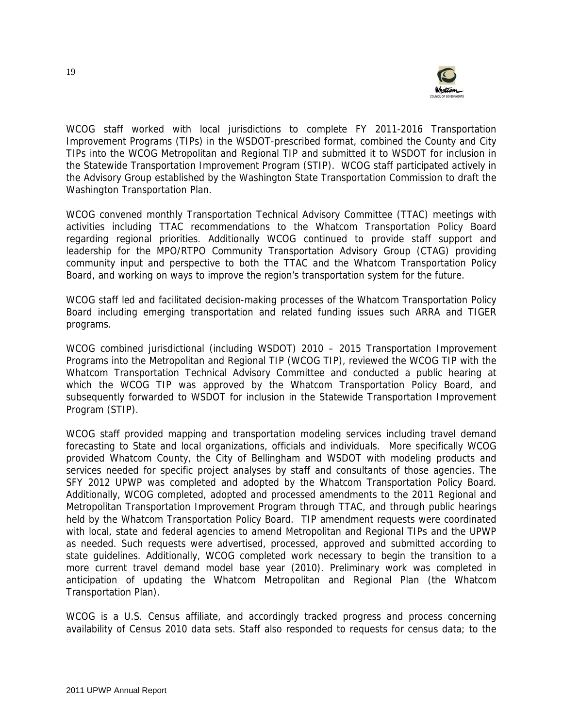WCOG staff worked with local jurisdictions to complete FY 2011-2016 Transportation Improvement Programs (TIPs) in the WSDOT-prescribed format, combined the County and City TIPs into the WCOG Metropolitan and Regional TIP and submitted it to WSDOT for inclusion in the Statewide Transportation Improvement Program (STIP). WCOG staff participated actively in the Advisory Group established by the Washington State Transportation Commission to draft the Washington Transportation Plan.

WCOG convened monthly Transportation Technical Advisory Committee (TTAC) meetings with activities including TTAC recommendations to the Whatcom Transportation Policy Board regarding regional priorities. Additionally WCOG continued to provide staff support and leadership for the MPO/RTPO Community Transportation Advisory Group (CTAG) providing community input and perspective to both the TTAC and the Whatcom Transportation Policy Board, and working on ways to improve the region's transportation system for the future.

WCOG staff led and facilitated decision-making processes of the Whatcom Transportation Policy Board including emerging transportation and related funding issues such ARRA and TIGER programs.

WCOG combined jurisdictional (including WSDOT) 2010 – 2015 Transportation Improvement Programs into the Metropolitan and Regional TIP (WCOG TIP), reviewed the WCOG TIP with the Whatcom Transportation Technical Advisory Committee and conducted a public hearing at which the WCOG TIP was approved by the Whatcom Transportation Policy Board, and subsequently forwarded to WSDOT for inclusion in the Statewide Transportation Improvement Program (STIP).

WCOG staff provided mapping and transportation modeling services including travel demand forecasting to State and local organizations, officials and individuals. More specifically WCOG provided Whatcom County, the City of Bellingham and WSDOT with modeling products and services needed for specific project analyses by staff and consultants of those agencies. The SFY 2012 UPWP was completed and adopted by the Whatcom Transportation Policy Board. Additionally, WCOG completed, adopted and processed amendments to the 2011 Regional and Metropolitan Transportation Improvement Program through TTAC, and through public hearings held by the Whatcom Transportation Policy Board. TIP amendment requests were coordinated with local, state and federal agencies to amend Metropolitan and Regional TIPs and the UPWP as needed. Such requests were advertised, processed, approved and submitted according to state guidelines. Additionally, WCOG completed work necessary to begin the transition to a more current travel demand model base year (2010). Preliminary work was completed in anticipation of updating the Whatcom Metropolitan and Regional Plan (the Whatcom Transportation Plan).

WCOG is a U.S. Census affiliate, and accordingly tracked progress and process concerning availability of Census 2010 data sets. Staff also responded to requests for census data; to the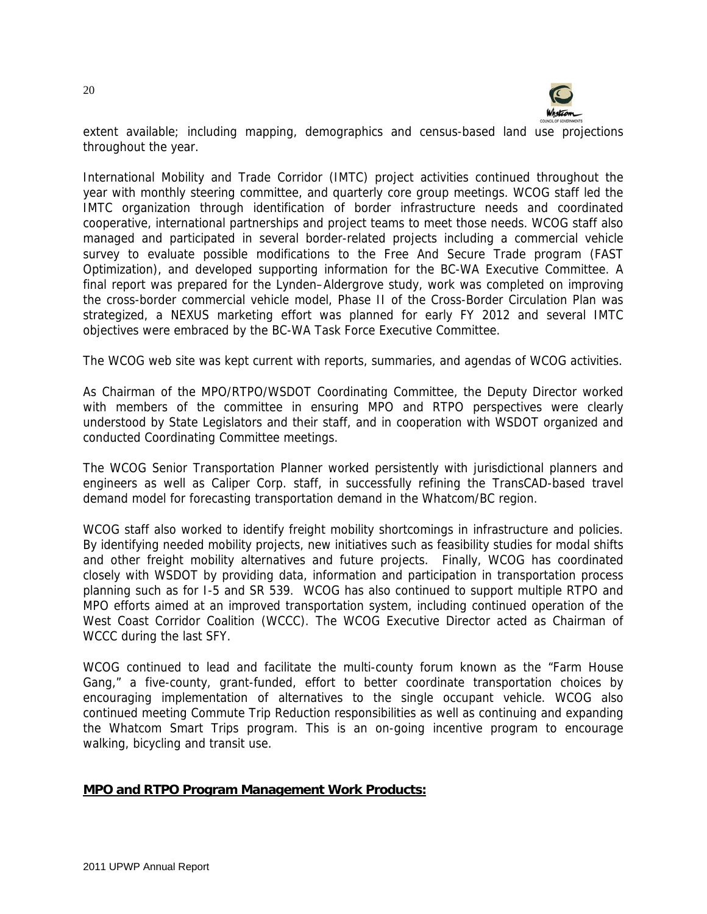extent available; including mapping, demographics and census-based land use projections throughout the year.

International Mobility and Trade Corridor (IMTC) project activities continued throughout the year with monthly steering committee, and quarterly core group meetings. WCOG staff led the IMTC organization through identification of border infrastructure needs and coordinated cooperative, international partnerships and project teams to meet those needs. WCOG staff also managed and participated in several border-related projects including a commercial vehicle survey to evaluate possible modifications to the Free And Secure Trade program (FAST Optimization), and developed supporting information for the BC-WA Executive Committee. A final report was prepared for the Lynden–Aldergrove study, work was completed on improving the cross-border commercial vehicle model, Phase II of the Cross-Border Circulation Plan was strategized, a NEXUS marketing effort was planned for early FY 2012 and several IMTC objectives were embraced by the BC-WA Task Force Executive Committee.

The WCOG web site was kept current with reports, summaries, and agendas of WCOG activities.

As Chairman of the MPO/RTPO/WSDOT Coordinating Committee, the Deputy Director worked with members of the committee in ensuring MPO and RTPO perspectives were clearly understood by State Legislators and their staff, and in cooperation with WSDOT organized and conducted Coordinating Committee meetings.

The WCOG Senior Transportation Planner worked persistently with jurisdictional planners and engineers as well as Caliper Corp. staff, in successfully refining the TransCAD-based travel demand model for forecasting transportation demand in the Whatcom/BC region.

WCOG staff also worked to identify freight mobility shortcomings in infrastructure and policies. By identifying needed mobility projects, new initiatives such as feasibility studies for modal shifts and other freight mobility alternatives and future projects. Finally, WCOG has coordinated closely with WSDOT by providing data, information and participation in transportation process planning such as for I-5 and SR 539. WCOG has also continued to support multiple RTPO and MPO efforts aimed at an improved transportation system, including continued operation of the West Coast Corridor Coalition (WCCC). The WCOG Executive Director acted as Chairman of WCCC during the last SFY.

WCOG continued to lead and facilitate the multi-county forum known as the "Farm House Gang," a five-county, grant-funded, effort to better coordinate transportation choices by encouraging implementation of alternatives to the single occupant vehicle. WCOG also continued meeting Commute Trip Reduction responsibilities as well as continuing and expanding the Whatcom Smart Trips program. This is an on-going incentive program to encourage walking, bicycling and transit use.

**MPO and RTPO Program Management Work Products:**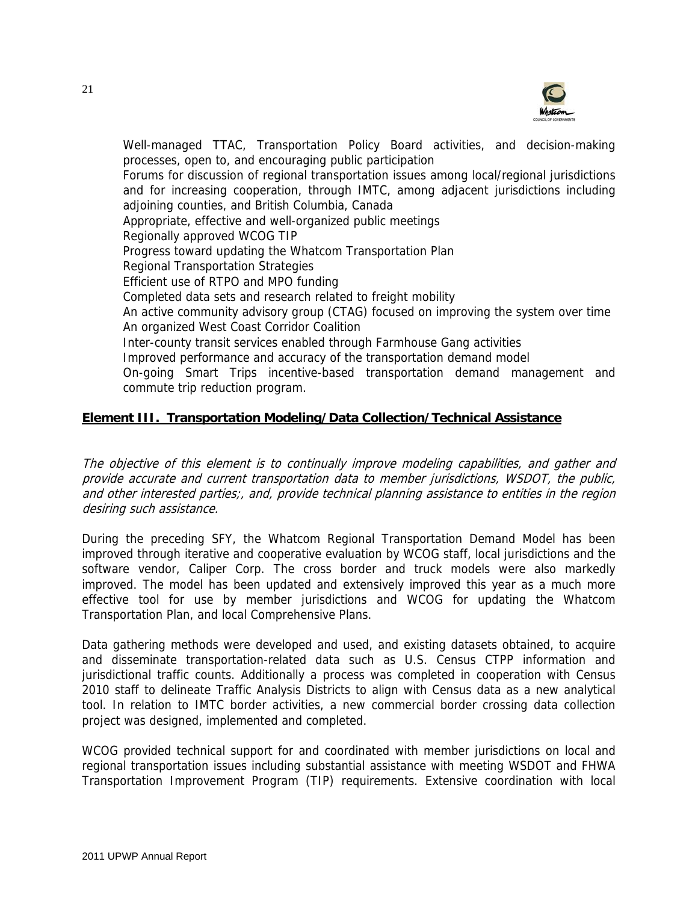Well-managed TTAC, Transportation Policy Board activities, and decision-making processes, open to, and encouraging public participation

Forums for discussion of regional transportation issues among local/regional jurisdictions and for increasing cooperation, through IMTC, among adjacent jurisdictions including adjoining counties, and British Columbia, Canada

Appropriate, effective and well-organized public meetings

Regionally approved WCOG TIP

Progress toward updating the Whatcom Transportation Plan

Regional Transportation Strategies

Efficient use of RTPO and MPO funding

Completed data sets and research related to freight mobility

An active community advisory group (CTAG) focused on improving the system over time

An organized West Coast Corridor Coalition

Inter-county transit services enabled through Farmhouse Gang activities

Improved performance and accuracy of the transportation demand model

On-going Smart Trips incentive-based transportation demand management and commute trip reduction program.

## Element III. Transportation Modeling/Data Collection/Technical Assistance

*The objective of this element is to continually improve modeling capabilities, and gather and provide accurate and current transportation data to member jurisdictions, WSDOT, the public, and other interested parties;, and, provide technical planning assistance to entities in the region desiring such assistance.*

During the preceding SFY, the Whatcom Regional Transportation Demand Model has been improved through iterative and cooperative evaluation by WCOG staff, local jurisdictions and the software vendor, Caliper Corp. The cross border and truck models were also markedly improved. The model has been updated and extensively improved this year as a much more effective tool for use by member jurisdictions and WCOG for updating the Whatcom Transportation Plan, and local Comprehensive Plans.

Data gathering methods were developed and used, and existing datasets obtained, to acquire and disseminate transportation-related data such as U.S. Census CTPP information and jurisdictional traffic counts. Additionally a process was completed in cooperation with Census 2010 staff to delineate Traffic Analysis Districts to align with Census data as a new analytical tool. In relation to IMTC border activities, a new commercial border crossing data collection project was designed, implemented and completed.

WCOG provided technical support for and coordinated with member jurisdictions on local and regional transportation issues including substantial assistance with meeting WSDOT and FHWA Transportation Improvement Program (TIP) requirements. Extensive coordination with local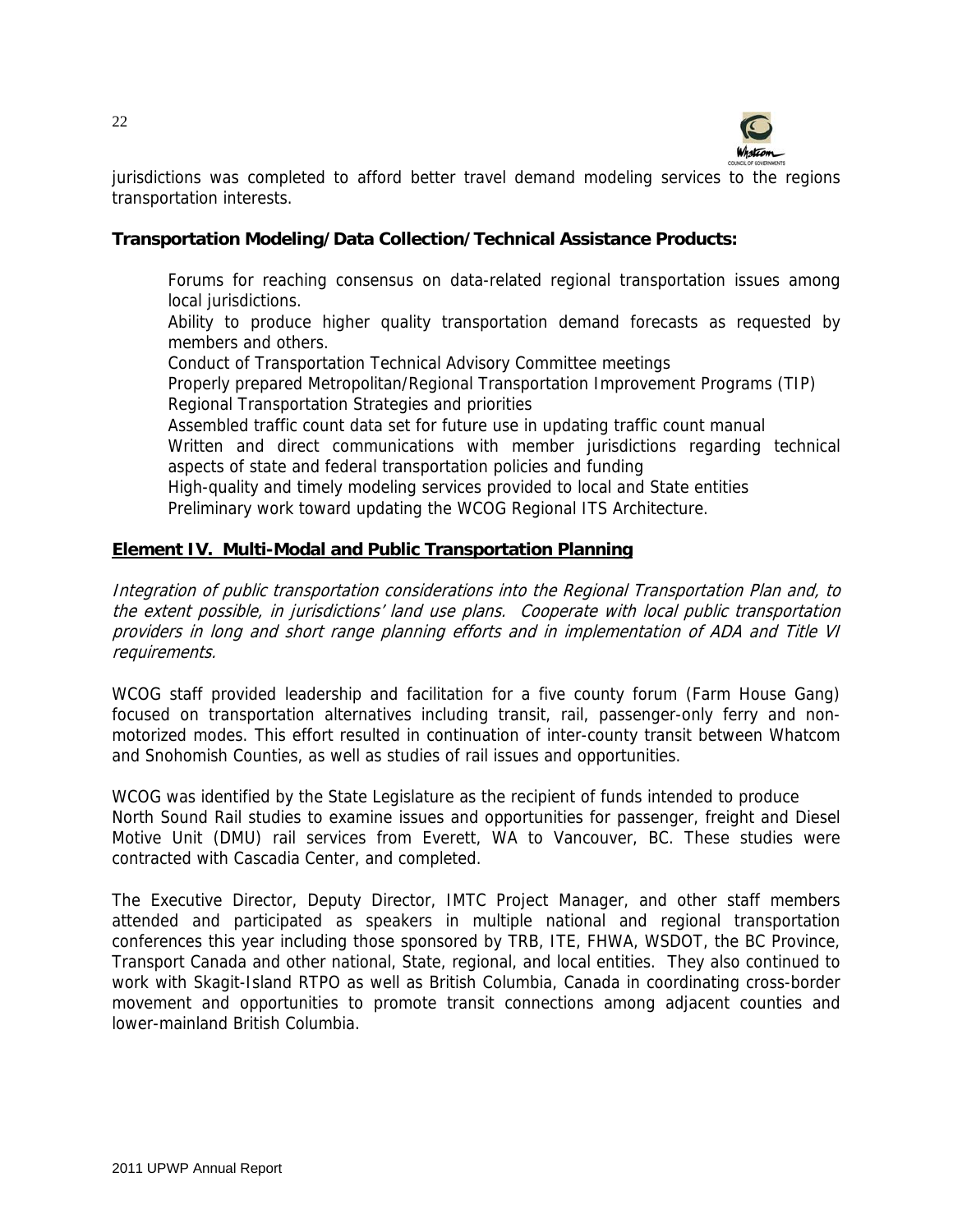jurisdictions was completed to afford better travel demand modeling services to the regions transportation interests.

**Transportation Modeling/Data Collection/Technical Assistance Products:**

- Forums for reaching consensus on data-related regional transportation issues among local jurisdictions.
- Ability to produce higher quality transportation demand forecasts as requested by members and others.
- Conduct of Transportation Technical Advisory Committee meetings
- Properly prepared Metropolitan/Regional Transportation Improvement Programs (TIP)
- Regional Transportation Strategies and priorities
- Assembled traffic count data set for future use in updating traffic count manual
- Written and direct communications with member jurisdictions regarding technical aspects of state and federal transportation policies and funding
- High-quality and timely modeling services provided to local and State entities
- Preliminary work toward updating the WCOG Regional ITS Architecture.

## Element IV. Multi-Modal and Public Transportation Planning

*Integration of public transportation considerations into the Regional Transportation Plan and, to the extent possible, in jurisdictions' land use plans. Cooperate with local public transportation providers in long and short range planning efforts and in implementation of ADA and Title VI requirements.*

WCOG staff provided leadership and facilitation for a five county forum (Farm House Gang) focused on transportation alternatives including transit, rail, passenger-only ferry and non-motorized modes. This effort resulted in continuation of inter-county transit between Whatcom and Snohomish Counties, as well as studies of rail issues and opportunities.

WCOG was identified by the State Legislature as the recipient of funds intended to produce North Sound Rail studies to examine issues and opportunities for passenger, freight and Diesel Motive Unit (DMU) rail services from Everett, WA to Vancouver, BC. These studies were contracted with Cascadia Center, and completed.

The Executive Director, Deputy Director, IMTC Project Manager, and other staff members attended and participated as speakers in multiple national and regional transportation conferences this year including those sponsored by TRB, ITE, FHWA, WSDOT, the BC Province, Transport Canada and other national, State, regional, and local entities. They also continued to work with Skagit-Island RTPO as well as British Columbia, Canada in coordinating cross-border movement and opportunities to promote transit connections among adjacent counties and lower-mainland British Columbia.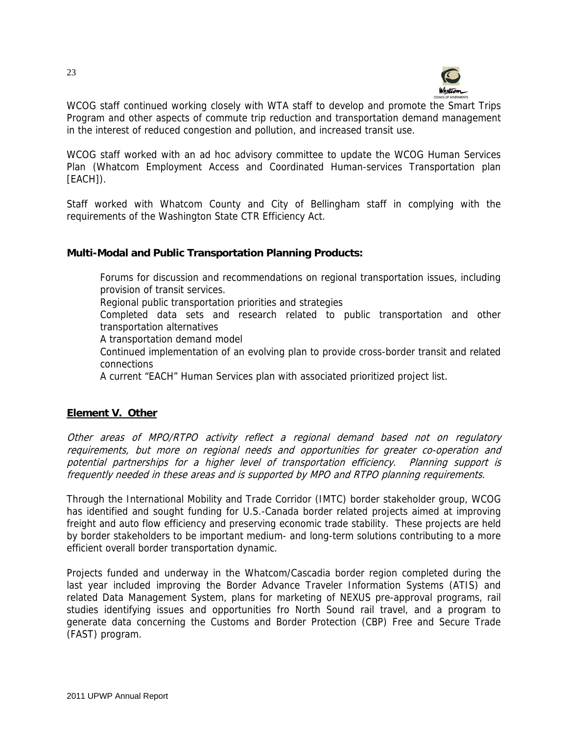WCOG staff continued working closely with WTA staff to develop and promote the Smart Trips Program and other aspects of commute trip reduction and transportation demand management in the interest of reduced congestion and pollution, and increased transit use.

WCOG staff worked with an ad hoc advisory committee to update the WCOG Human Services Plan (Whatcom Employment Access and Coordinated Human-services Transportation plan [EACH]).

Staff worked with Whatcom County and City of Bellingham staff in complying with the requirements of the Washington State CTR Efficiency Act.

**Multi-Modal and Public Transportation Planning Products:**

- Forums for discussion and recommendations on regional transportation issues, including provision of transit services.
- Regional public transportation priorities and strategies
- Completed data sets and research related to public transportation and other transportation alternatives
- A transportation demand model
- Continued implementation of an evolving plan to provide cross-border transit and related connections
- A current "EACH" Human Services plan with associated prioritized project list.

## <u>Element V. Other</u>

*Other areas of MPO/RTPO activity reflect a regional demand based not on regulatory requirements, but more on regional needs and opportunities for greater co-operation and potential partnerships for a higher level of transportation efficiency. Planning support is frequently needed in these areas and is supported by MPO and RTPO planning requirements.*

Through the International Mobility and Trade Corridor (IMTC) border stakeholder group, WCOG has identified and sought funding for U.S.-Canada border related projects aimed at improving freight and auto flow efficiency and preserving economic trade stability. These projects are held by border stakeholders to be important medium- and long-term solutions contributing to a more efficient overall border transportation dynamic.

Projects funded and underway in the Whatcom/Cascadia border region completed during the last year included improving the Border Advance Traveler Information Systems (ATIS) and related Data Management System, plans for marketing of NEXUS pre-approval programs, rail studies identifying issues and opportunities fro North Sound rail travel, and a program to generate data concerning the Customs and Border Protection (CBP) Free and Secure Trade (FAST) program.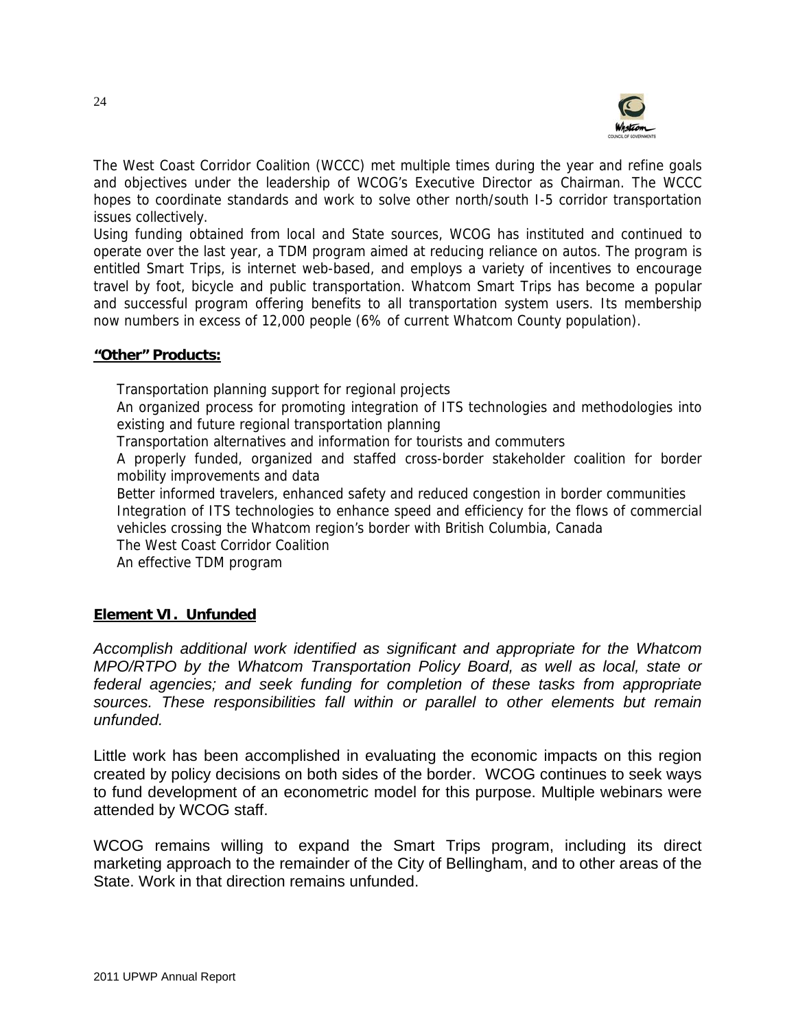The West Coast Corridor Coalition (WCCC) met multiple times during the year and refine goals and objectives under the leadership of WCOG's Executive Director as Chairman. The WCCC hopes to coordinate standards and work to solve other north/south I-5 corridor transportation issues collectively.

Using funding obtained from local and State sources, WCOG has instituted and continued to operate over the last year, a TDM program aimed at reducing reliance on autos. The program is entitled Smart Trips, is internet web-based, and employs a variety of incentives to encourage travel by foot, bicycle and public transportation. Whatcom Smart Trips has become a popular and successful program offering benefits to all transportation system users. Its membership now numbers in excess of 12,000 people (6% of current Whatcom County population).

**"Other" Products:**

- Transportation planning support for regional projects
- An organized process for promoting integration of ITS technologies and methodologies into existing and future regional transportation planning
- Transportation alternatives and information for tourists and commuters
- A properly funded, organized and staffed cross-border stakeholder coalition for border mobility improvements and data
- Better informed travelers, enhanced safety and reduced congestion in border communities
- Integration of ITS technologies to enhance speed and efficiency for the flows of commercial vehicles crossing the Whatcom region's border with British Columbia, Canada
- The West Coast Corridor Coalition
- An effective TDM program

## Element VI. Unfunded

*Accomplish additional work identified as significant and appropriate for the Whatcom MPO/RTPO by the Whatcom Transportation Policy Board, as well as local, state or federal agencies; and seek funding for completion of these tasks from appropriate sources. These responsibilities fall within or parallel to other elements but remain unfunded.*

Little work has been accomplished in evaluating the economic impacts on this region created by policy decisions on both sides of the border. WCOG continues to seek ways to fund development of an econometric model for this purpose. Multiple webinars were attended by WCOG staff.

WCOG remains willing to expand the Smart Trips program, including its direct marketing approach to the remainder of the City of Bellingham, and to other areas of the State. Work in that direction remains unfunded.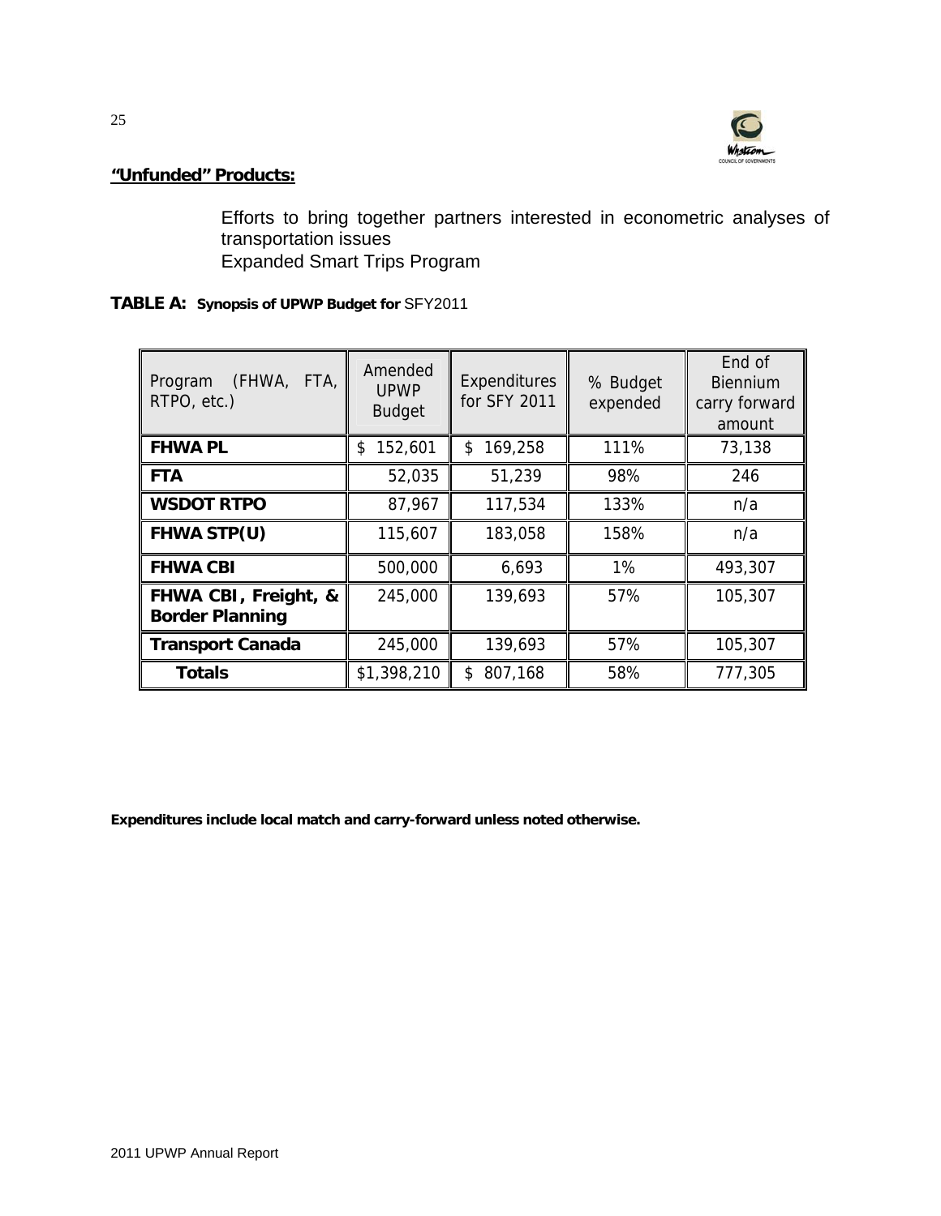**"Unfunded" Products:**

Efforts to bring together partners interested in econometric analyses of transportation issues
Expanded Smart Trips Program

**TABLE A: Synopsis of UPWP Budget for** SFY2011

| Program (FHWA, FTA, RTPO, etc.) | Amended UPWP Budget | Expenditures for SFY 2011 | % Budget expended | End of Biennium carry forward amount |
|---|---|---|---|---|
| **FHWA PL** | $ 152,601 | $ 169,258 | 111% | 73,138 |
| **FTA** | 52,035 | 51,239 | 98% | 246 |
| **WSDOT RTPO** | 87,967 | 117,534 | 133% | n/a |
| **FHWA STP(U)** | 115,607 | 183,058 | 158% | n/a |
| **FHWA CBI** | 500,000 | 6,693 | 1% | 493,307 |
| **FHWA CBI, Freight, & Border Planning** | 245,000 | 139,693 | 57% | 105,307 |
| **Transport Canada** | 245,000 | 139,693 | 57% | 105,307 |
| **Totals** | $1,398,210 | $ 807,168 | 58% | 777,305 |

**Expenditures include local match and carry-forward unless noted otherwise.**